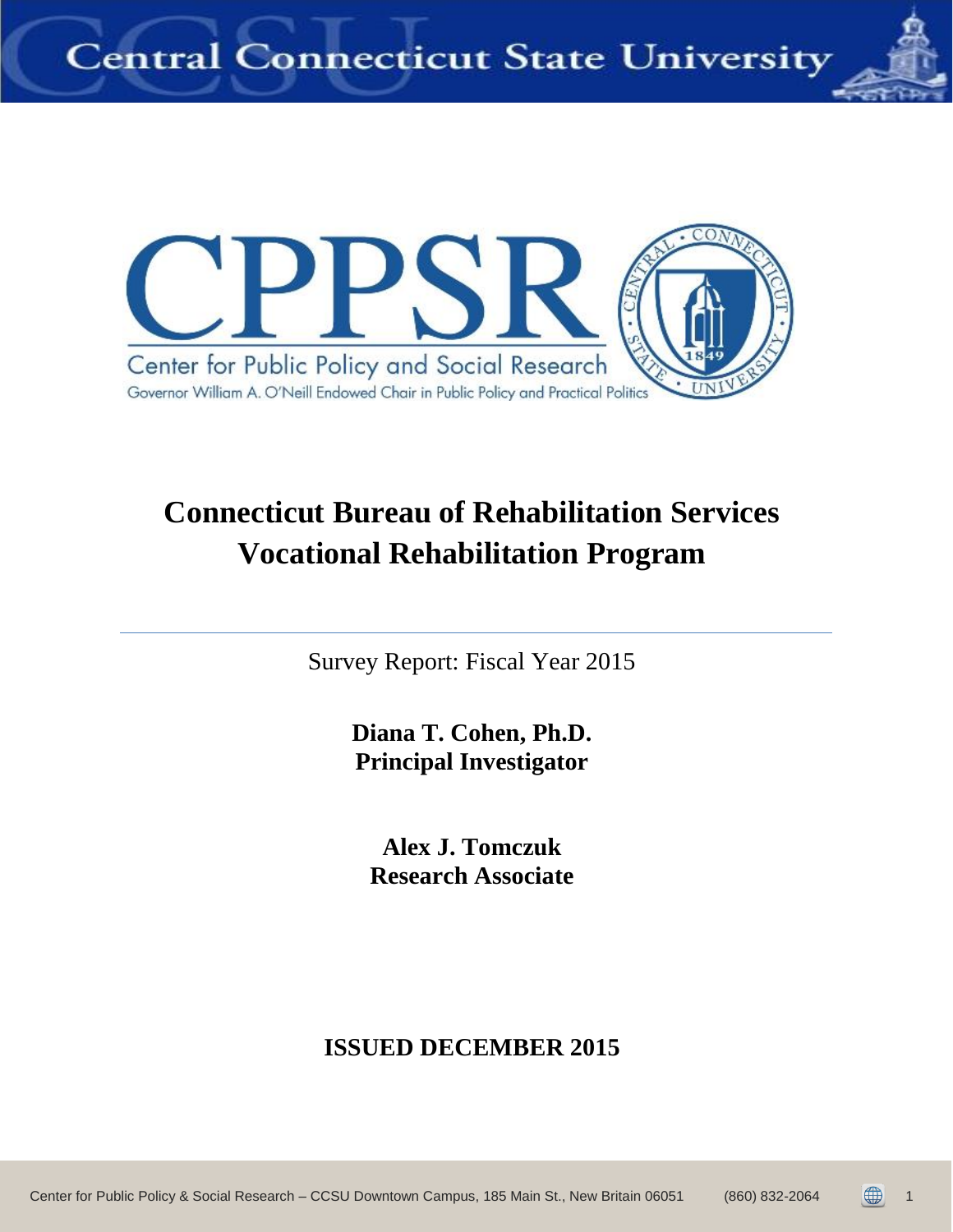Central Connecticut State University

CPPSR

Center for Public Policy and Social Research

Governor William A. O'Neill Endowed Chair in Public Policy and Practical Politics

# Connecticut Bureau of Rehabilitation Services Vocational Rehabilitation Program

Survey Report: Fiscal Year 2015

**Diana T. Cohen, Ph.D.**
**Principal Investigator**

**Alex J. Tomczuk**
**Research Associate**

**ISSUED DECEMBER 2015**

Center for Public Policy & Social Research – CCSU Downtown Campus, 185 Main St., New Britain 06051 (860) 832-2064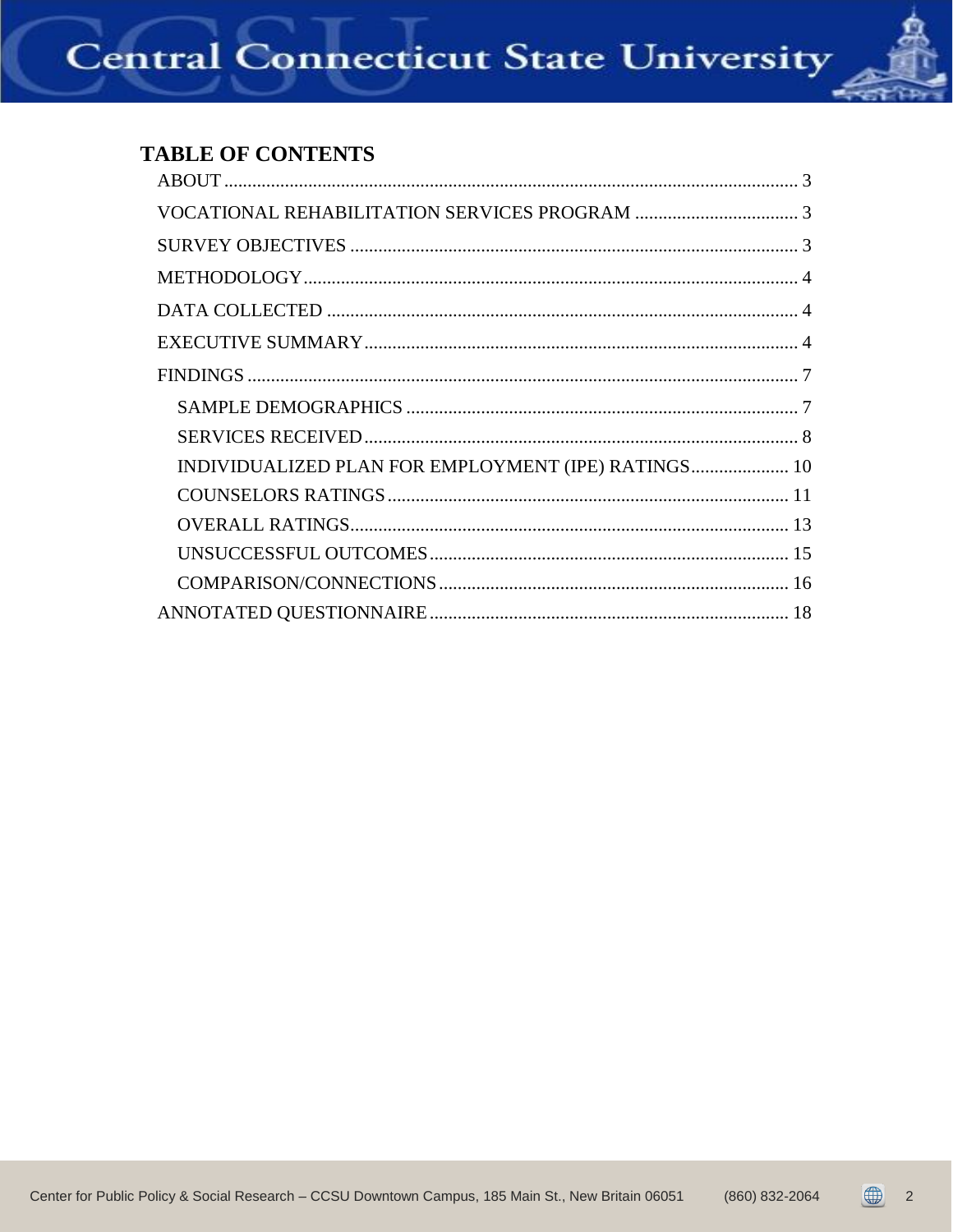# TABLE OF CONTENTS

- ABOUT ........................................................................................................................ 3
- VOCATIONAL REHABILITATION SERVICES PROGRAM .................................. 3
- SURVEY OBJECTIVES ............................................................................................ 3
- METHODOLOGY...................................................................................................... 4
- DATA COLLECTED ................................................................................................. 4
- EXECUTIVE SUMMARY.......................................................................................... 4
- FINDINGS ................................................................................................................... 7
  - SAMPLE DEMOGRAPHICS .................................................................................. 7
  - SERVICES RECEIVED........................................................................................... 8
  - INDIVIDUALIZED PLAN FOR EMPLOYMENT (IPE) RATINGS..................... 10
  - COUNSELORS RATINGS.................................................................................... 11
  - OVERALL RATINGS............................................................................................ 13
  - UNSUCCESSFUL OUTCOMES........................................................................... 15
  - COMPARISON/CONNECTIONS.......................................................................... 16
- ANNOTATED QUESTIONNAIRE........................................................................... 18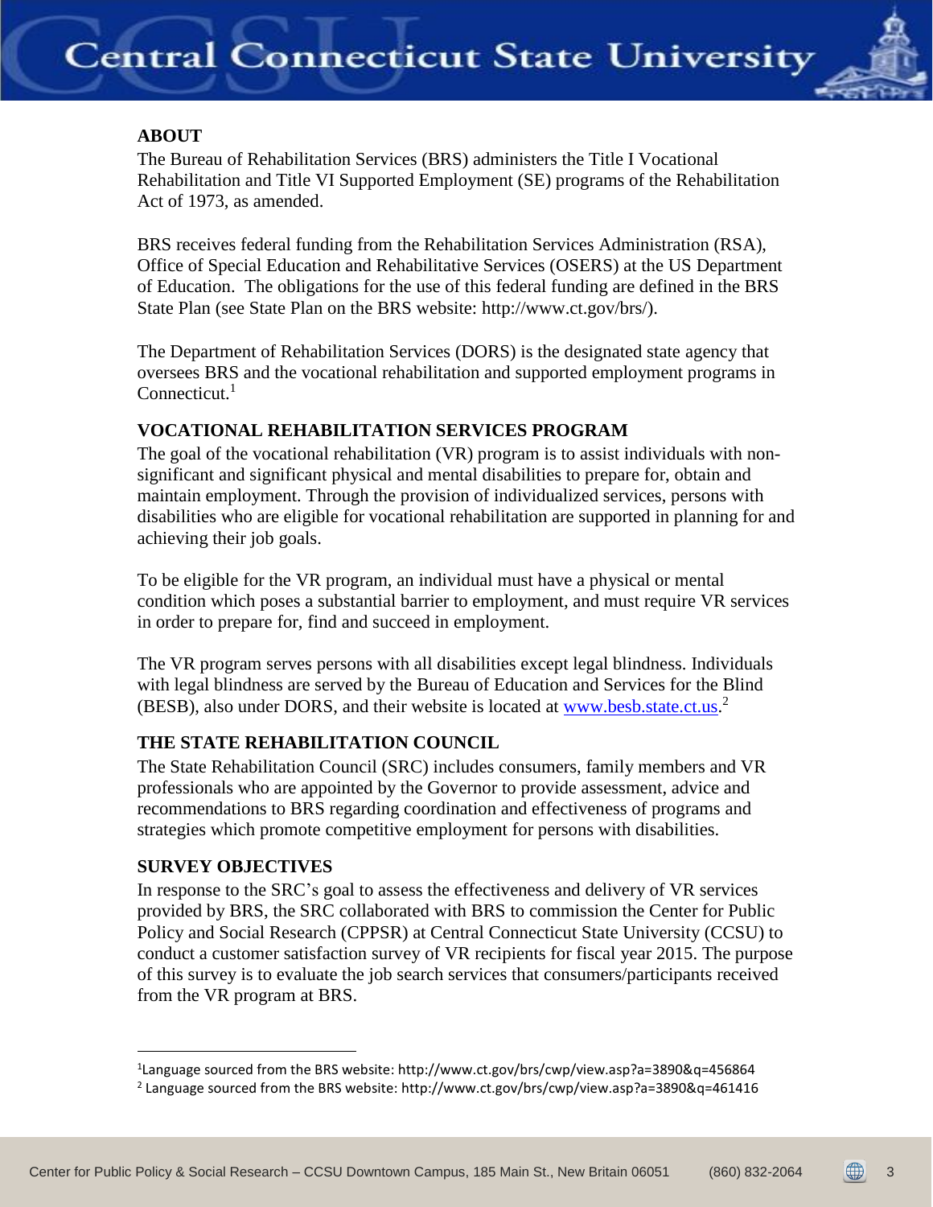## ABOUT

The Bureau of Rehabilitation Services (BRS) administers the Title I Vocational Rehabilitation and Title VI Supported Employment (SE) programs of the Rehabilitation Act of 1973, as amended.

BRS receives federal funding from the Rehabilitation Services Administration (RSA), Office of Special Education and Rehabilitative Services (OSERS) at the US Department of Education. The obligations for the use of this federal funding are defined in the BRS State Plan (see State Plan on the BRS website: http://www.ct.gov/brs/).

The Department of Rehabilitation Services (DORS) is the designated state agency that oversees BRS and the vocational rehabilitation and supported employment programs in Connecticut.[1]

## VOCATIONAL REHABILITATION SERVICES PROGRAM

The goal of the vocational rehabilitation (VR) program is to assist individuals with non-significant and significant physical and mental disabilities to prepare for, obtain and maintain employment. Through the provision of individualized services, persons with disabilities who are eligible for vocational rehabilitation are supported in planning for and achieving their job goals.

To be eligible for the VR program, an individual must have a physical or mental condition which poses a substantial barrier to employment, and must require VR services in order to prepare for, find and succeed in employment.

The VR program serves persons with all disabilities except legal blindness. Individuals with legal blindness are served by the Bureau of Education and Services for the Blind (BESB), also under DORS, and their website is located at www.besb.state.ct.us.[2]

## THE STATE REHABILITATION COUNCIL

The State Rehabilitation Council (SRC) includes consumers, family members and VR professionals who are appointed by the Governor to provide assessment, advice and recommendations to BRS regarding coordination and effectiveness of programs and strategies which promote competitive employment for persons with disabilities.

## SURVEY OBJECTIVES

In response to the SRC's goal to assess the effectiveness and delivery of VR services provided by BRS, the SRC collaborated with BRS to commission the Center for Public Policy and Social Research (CPPSR) at Central Connecticut State University (CCSU) to conduct a customer satisfaction survey of VR recipients for fiscal year 2015. The purpose of this survey is to evaluate the job search services that consumers/participants received from the VR program at BRS.

---

[1] Language sourced from the BRS website: http://www.ct.gov/brs/cwp/view.asp?a=3890&q=456864

[2] Language sourced from the BRS website: http://www.ct.gov/brs/cwp/view.asp?a=3890&q=461416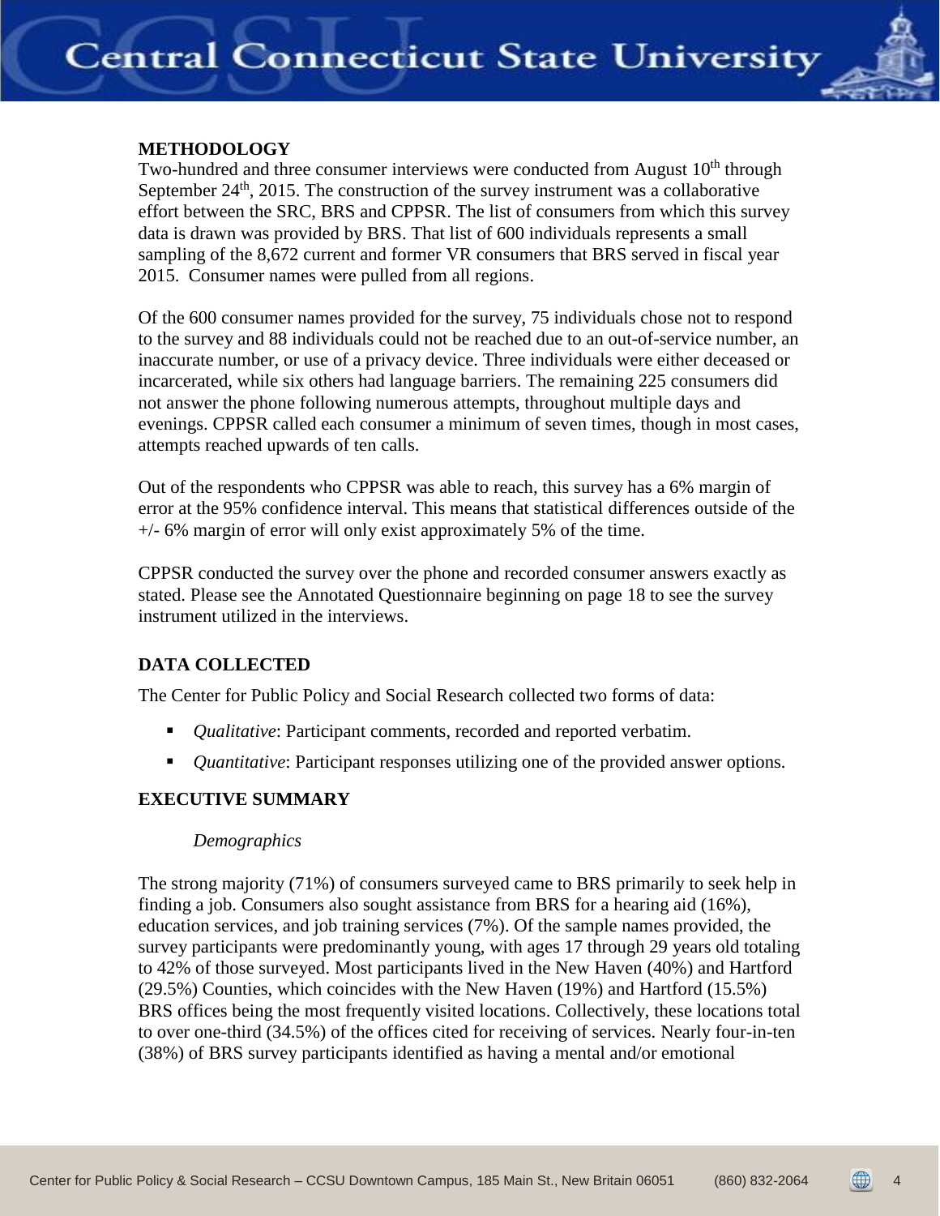## METHODOLOGY

Two-hundred and three consumer interviews were conducted from August 10th through September 24th, 2015. The construction of the survey instrument was a collaborative effort between the SRC, BRS and CPPSR. The list of consumers from which this survey data is drawn was provided by BRS. That list of 600 individuals represents a small sampling of the 8,672 current and former VR consumers that BRS served in fiscal year 2015. Consumer names were pulled from all regions.

Of the 600 consumer names provided for the survey, 75 individuals chose not to respond to the survey and 88 individuals could not be reached due to an out-of-service number, an inaccurate number, or use of a privacy device. Three individuals were either deceased or incarcerated, while six others had language barriers. The remaining 225 consumers did not answer the phone following numerous attempts, throughout multiple days and evenings. CPPSR called each consumer a minimum of seven times, though in most cases, attempts reached upwards of ten calls.

Out of the respondents who CPPSR was able to reach, this survey has a 6% margin of error at the 95% confidence interval. This means that statistical differences outside of the +/- 6% margin of error will only exist approximately 5% of the time.

CPPSR conducted the survey over the phone and recorded consumer answers exactly as stated. Please see the Annotated Questionnaire beginning on page 18 to see the survey instrument utilized in the interviews.

## DATA COLLECTED

The Center for Public Policy and Social Research collected two forms of data:

- *Qualitative*: Participant comments, recorded and reported verbatim.
- *Quantitative*: Participant responses utilizing one of the provided answer options.

## EXECUTIVE SUMMARY

### *Demographics*

The strong majority (71%) of consumers surveyed came to BRS primarily to seek help in finding a job. Consumers also sought assistance from BRS for a hearing aid (16%), education services, and job training services (7%). Of the sample names provided, the survey participants were predominantly young, with ages 17 through 29 years old totaling to 42% of those surveyed. Most participants lived in the New Haven (40%) and Hartford (29.5%) Counties, which coincides with the New Haven (19%) and Hartford (15.5%) BRS offices being the most frequently visited locations. Collectively, these locations total to over one-third (34.5%) of the offices cited for receiving of services. Nearly four-in-ten (38%) of BRS survey participants identified as having a mental and/or emotional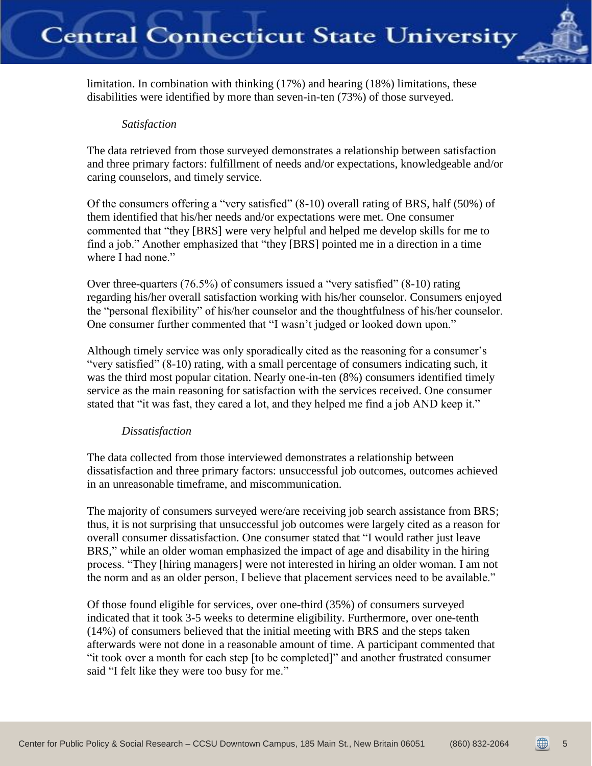limitation. In combination with thinking (17%) and hearing (18%) limitations, these disabilities were identified by more than seven-in-ten (73%) of those surveyed.

*Satisfaction*

The data retrieved from those surveyed demonstrates a relationship between satisfaction and three primary factors: fulfillment of needs and/or expectations, knowledgeable and/or caring counselors, and timely service.

Of the consumers offering a "very satisfied" (8-10) overall rating of BRS, half (50%) of them identified that his/her needs and/or expectations were met. One consumer commented that "they [BRS] were very helpful and helped me develop skills for me to find a job." Another emphasized that "they [BRS] pointed me in a direction in a time where I had none."

Over three-quarters (76.5%) of consumers issued a "very satisfied" (8-10) rating regarding his/her overall satisfaction working with his/her counselor. Consumers enjoyed the "personal flexibility" of his/her counselor and the thoughtfulness of his/her counselor. One consumer further commented that "I wasn't judged or looked down upon."

Although timely service was only sporadically cited as the reasoning for a consumer's "very satisfied" (8-10) rating, with a small percentage of consumers indicating such, it was the third most popular citation. Nearly one-in-ten (8%) consumers identified timely service as the main reasoning for satisfaction with the services received. One consumer stated that "it was fast, they cared a lot, and they helped me find a job AND keep it."

*Dissatisfaction*

The data collected from those interviewed demonstrates a relationship between dissatisfaction and three primary factors: unsuccessful job outcomes, outcomes achieved in an unreasonable timeframe, and miscommunication.

The majority of consumers surveyed were/are receiving job search assistance from BRS; thus, it is not surprising that unsuccessful job outcomes were largely cited as a reason for overall consumer dissatisfaction. One consumer stated that "I would rather just leave BRS," while an older woman emphasized the impact of age and disability in the hiring process. "They [hiring managers] were not interested in hiring an older woman. I am not the norm and as an older person, I believe that placement services need to be available."

Of those found eligible for services, over one-third (35%) of consumers surveyed indicated that it took 3-5 weeks to determine eligibility. Furthermore, over one-tenth (14%) of consumers believed that the initial meeting with BRS and the steps taken afterwards were not done in a reasonable amount of time. A participant commented that "it took over a month for each step [to be completed]" and another frustrated consumer said "I felt like they were too busy for me."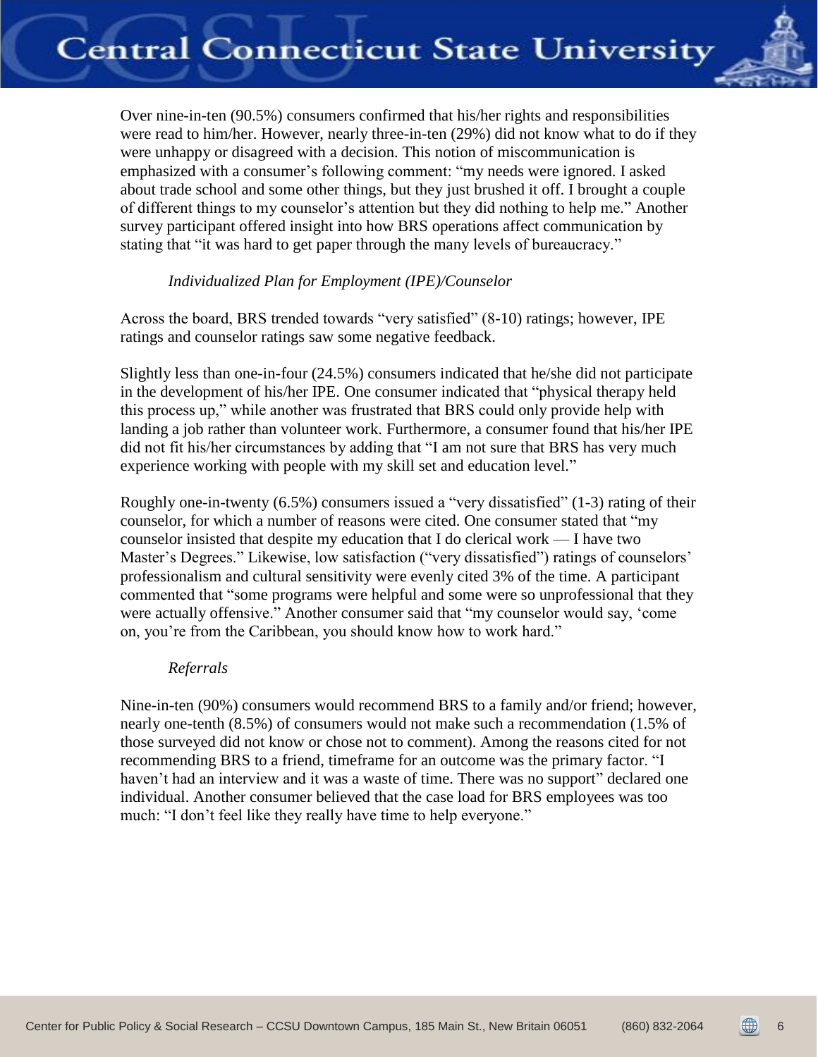Over nine-in-ten (90.5%) consumers confirmed that his/her rights and responsibilities were read to him/her. However, nearly three-in-ten (29%) did not know what to do if they were unhappy or disagreed with a decision. This notion of miscommunication is emphasized with a consumer's following comment: "my needs were ignored. I asked about trade school and some other things, but they just brushed it off. I brought a couple of different things to my counselor's attention but they did nothing to help me." Another survey participant offered insight into how BRS operations affect communication by stating that "it was hard to get paper through the many levels of bureaucracy."

*Individualized Plan for Employment (IPE)/Counselor*

Across the board, BRS trended towards "very satisfied" (8-10) ratings; however, IPE ratings and counselor ratings saw some negative feedback.

Slightly less than one-in-four (24.5%) consumers indicated that he/she did not participate in the development of his/her IPE. One consumer indicated that "physical therapy held this process up," while another was frustrated that BRS could only provide help with landing a job rather than volunteer work. Furthermore, a consumer found that his/her IPE did not fit his/her circumstances by adding that "I am not sure that BRS has very much experience working with people with my skill set and education level."

Roughly one-in-twenty (6.5%) consumers issued a "very dissatisfied" (1-3) rating of their counselor, for which a number of reasons were cited. One consumer stated that "my counselor insisted that despite my education that I do clerical work — I have two Master's Degrees." Likewise, low satisfaction ("very dissatisfied") ratings of counselors' professionalism and cultural sensitivity were evenly cited 3% of the time. A participant commented that "some programs were helpful and some were so unprofessional that they were actually offensive." Another consumer said that "my counselor would say, 'come on, you're from the Caribbean, you should know how to work hard."

*Referrals*

Nine-in-ten (90%) consumers would recommend BRS to a family and/or friend; however, nearly one-tenth (8.5%) of consumers would not make such a recommendation (1.5% of those surveyed did not know or chose not to comment). Among the reasons cited for not recommending BRS to a friend, timeframe for an outcome was the primary factor. "I haven't had an interview and it was a waste of time. There was no support" declared one individual. Another consumer believed that the case load for BRS employees was too much: "I don't feel like they really have time to help everyone."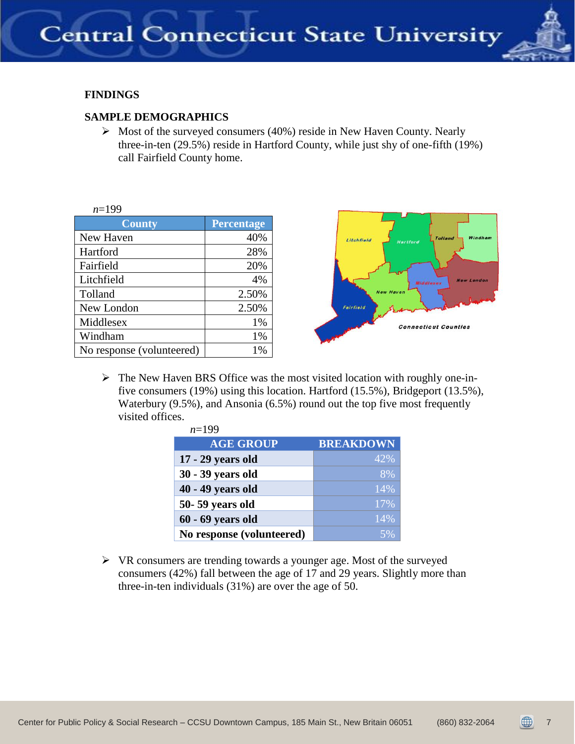## FINDINGS

### SAMPLE DEMOGRAPHICS

- Most of the surveyed consumers (40%) reside in New Haven County. Nearly three-in-ten (29.5%) reside in Hartford County, while just shy of one-fifth (19%) call Fairfield County home.

*n*=199

| County | Percentage |
|---|---|
| New Haven | 40% |
| Hartford | 28% |
| Fairfield | 20% |
| Litchfield | 4% |
| Tolland | 2.50% |
| New London | 2.50% |
| Middlesex | 1% |
| Windham | 1% |
| No response (volunteered) | 1% |

- The New Haven BRS Office was the most visited location with roughly one-in-five consumers (19%) using this location. Hartford (15.5%), Bridgeport (13.5%), Waterbury (9.5%), and Ansonia (6.5%) round out the top five most frequently visited offices.

*n*=199

| AGE GROUP | BREAKDOWN |
|---|---|
| **17 - 29 years old** | 42% |
| **30 - 39 years old** | 8% |
| **40 - 49 years old** | 14% |
| **50- 59 years old** | 17% |
| **60 - 69 years old** | 14% |
| **No response (volunteered)** | 5% |

- VR consumers are trending towards a younger age. Most of the surveyed consumers (42%) fall between the age of 17 and 29 years. Slightly more than three-in-ten individuals (31%) are over the age of 50.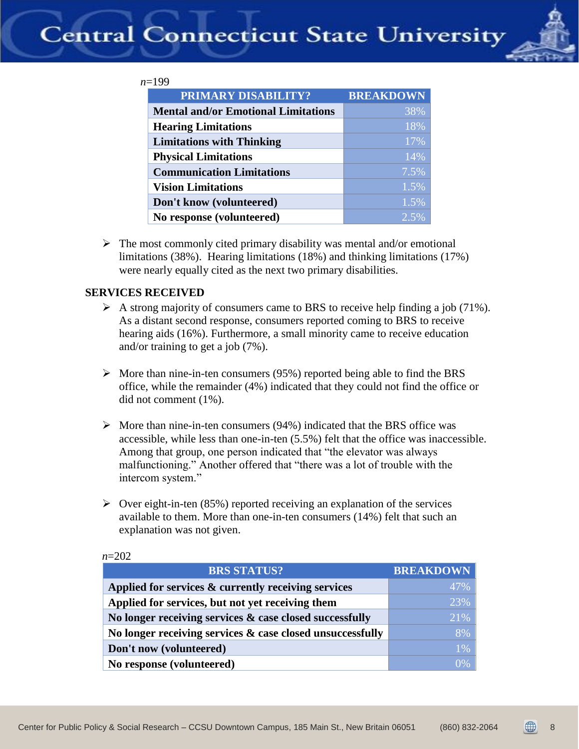*n*=199

| PRIMARY DISABILITY? | BREAKDOWN |
|---|---|
| Mental and/or Emotional Limitations | 38% |
| Hearing Limitations | 18% |
| Limitations with Thinking | 17% |
| Physical Limitations | 14% |
| Communication Limitations | 7.5% |
| Vision Limitations | 1.5% |
| Don't know (volunteered) | 1.5% |
| No response (volunteered) | 2.5% |

- The most commonly cited primary disability was mental and/or emotional limitations (38%). Hearing limitations (18%) and thinking limitations (17%) were nearly equally cited as the next two primary disabilities.

**SERVICES RECEIVED**

- A strong majority of consumers came to BRS to receive help finding a job (71%). As a distant second response, consumers reported coming to BRS to receive hearing aids (16%). Furthermore, a small minority came to receive education and/or training to get a job (7%).

- More than nine-in-ten consumers (95%) reported being able to find the BRS office, while the remainder (4%) indicated that they could not find the office or did not comment (1%).

- More than nine-in-ten consumers (94%) indicated that the BRS office was accessible, while less than one-in-ten (5.5%) felt that the office was inaccessible. Among that group, one person indicated that "the elevator was always malfunctioning." Another offered that "there was a lot of trouble with the intercom system."

- Over eight-in-ten (85%) reported receiving an explanation of the services available to them. More than one-in-ten consumers (14%) felt that such an explanation was not given.

*n*=202

| BRS STATUS? | BREAKDOWN |
|---|---|
| Applied for services & currently receiving services | 47% |
| Applied for services, but not yet receiving them | 23% |
| No longer receiving services & case closed successfully | 21% |
| No longer receiving services & case closed unsuccessfully | 8% |
| Don't now (volunteered) | 1% |
| No response (volunteered) | 0% |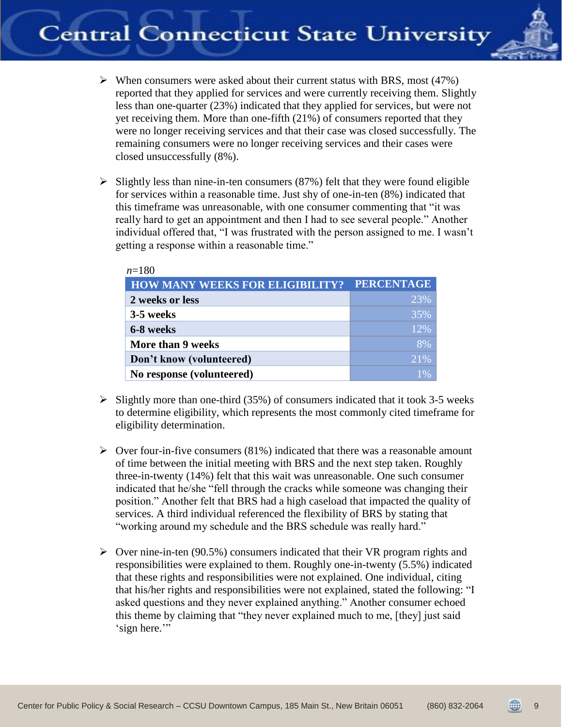- When consumers were asked about their current status with BRS, most (47%) reported that they applied for services and were currently receiving them. Slightly less than one-quarter (23%) indicated that they applied for services, but were not yet receiving them. More than one-fifth (21%) of consumers reported that they were no longer receiving services and that their case was closed successfully. The remaining consumers were no longer receiving services and their cases were closed unsuccessfully (8%).

- Slightly less than nine-in-ten consumers (87%) felt that they were found eligible for services within a reasonable time. Just shy of one-in-ten (8%) indicated that this timeframe was unreasonable, with one consumer commenting that "it was really hard to get an appointment and then I had to see several people." Another individual offered that, "I was frustrated with the person assigned to me. I wasn't getting a response within a reasonable time."

*n*=180

| HOW MANY WEEKS FOR ELIGIBILITY? | PERCENTAGE |
|---|---|
| **2 weeks or less** | 23% |
| **3-5 weeks** | 35% |
| **6-8 weeks** | 12% |
| **More than 9 weeks** | 8% |
| **Don't know (volunteered)** | 21% |
| **No response (volunteered)** | 1% |

- Slightly more than one-third (35%) of consumers indicated that it took 3-5 weeks to determine eligibility, which represents the most commonly cited timeframe for eligibility determination.

- Over four-in-five consumers (81%) indicated that there was a reasonable amount of time between the initial meeting with BRS and the next step taken. Roughly three-in-twenty (14%) felt that this wait was unreasonable. One such consumer indicated that he/she "fell through the cracks while someone was changing their position." Another felt that BRS had a high caseload that impacted the quality of services. A third individual referenced the flexibility of BRS by stating that "working around my schedule and the BRS schedule was really hard."

- Over nine-in-ten (90.5%) consumers indicated that their VR program rights and responsibilities were explained to them. Roughly one-in-twenty (5.5%) indicated that these rights and responsibilities were not explained. One individual, citing that his/her rights and responsibilities were not explained, stated the following: "I asked questions and they never explained anything." Another consumer echoed this theme by claiming that "they never explained much to me, [they] just said 'sign here.'"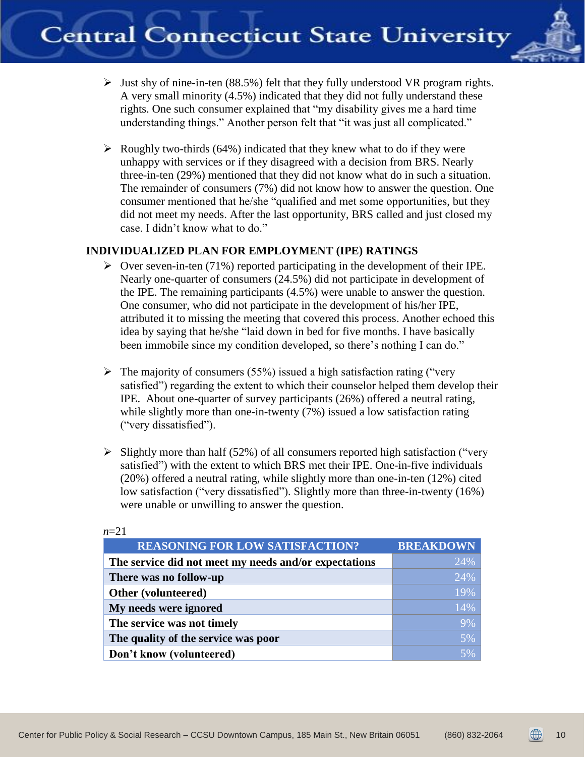- Just shy of nine-in-ten (88.5%) felt that they fully understood VR program rights. A very small minority (4.5%) indicated that they did not fully understand these rights. One such consumer explained that "my disability gives me a hard time understanding things." Another person felt that "it was just all complicated."

- Roughly two-thirds (64%) indicated that they knew what to do if they were unhappy with services or if they disagreed with a decision from BRS. Nearly three-in-ten (29%) mentioned that they did not know what do in such a situation. The remainder of consumers (7%) did not know how to answer the question. One consumer mentioned that he/she "qualified and met some opportunities, but they did not meet my needs. After the last opportunity, BRS called and just closed my case. I didn't know what to do."

## INDIVIDUALIZED PLAN FOR EMPLOYMENT (IPE) RATINGS

- Over seven-in-ten (71%) reported participating in the development of their IPE. Nearly one-quarter of consumers (24.5%) did not participate in development of the IPE. The remaining participants (4.5%) were unable to answer the question. One consumer, who did not participate in the development of his/her IPE, attributed it to missing the meeting that covered this process. Another echoed this idea by saying that he/she "laid down in bed for five months. I have basically been immobile since my condition developed, so there's nothing I can do."

- The majority of consumers (55%) issued a high satisfaction rating ("very satisfied") regarding the extent to which their counselor helped them develop their IPE. About one-quarter of survey participants (26%) offered a neutral rating, while slightly more than one-in-twenty (7%) issued a low satisfaction rating ("very dissatisfied").

- Slightly more than half (52%) of all consumers reported high satisfaction ("very satisfied") with the extent to which BRS met their IPE. One-in-five individuals (20%) offered a neutral rating, while slightly more than one-in-ten (12%) cited low satisfaction ("very dissatisfied"). Slightly more than three-in-twenty (16%) were unable or unwilling to answer the question.

*n*=21

| REASONING FOR LOW SATISFACTION? | BREAKDOWN |
|---|---|
| The service did not meet my needs and/or expectations | 24% |
| There was no follow-up | 24% |
| Other (volunteered) | 19% |
| My needs were ignored | 14% |
| The service was not timely | 9% |
| The quality of the service was poor | 5% |
| Don't know (volunteered) | 5% |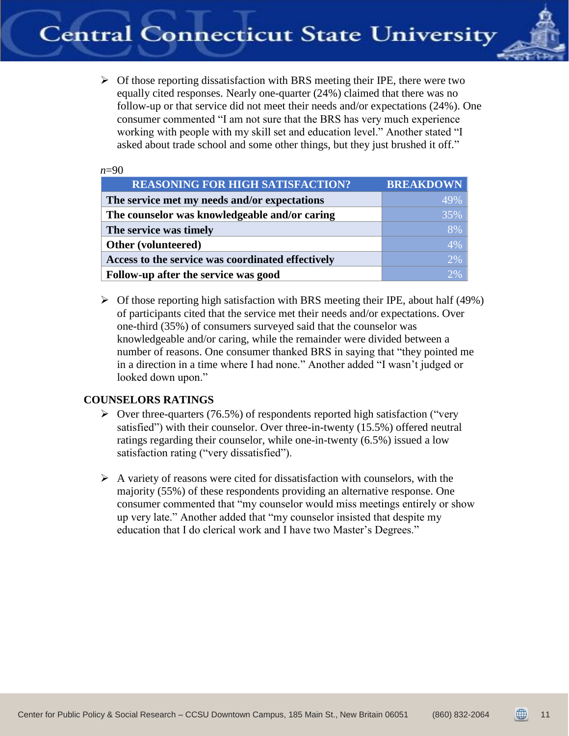- Of those reporting dissatisfaction with BRS meeting their IPE, there were two equally cited responses. Nearly one-quarter (24%) claimed that there was no follow-up or that service did not meet their needs and/or expectations (24%). One consumer commented "I am not sure that the BRS has very much experience working with people with my skill set and education level." Another stated "I asked about trade school and some other things, but they just brushed it off."

*n*=90

| REASONING FOR HIGH SATISFACTION? | BREAKDOWN |
|---|---|
| The service met my needs and/or expectations | 49% |
| The counselor was knowledgeable and/or caring | 35% |
| The service was timely | 8% |
| Other (volunteered) | 4% |
| Access to the service was coordinated effectively | 2% |
| Follow-up after the service was good | 2% |

- Of those reporting high satisfaction with BRS meeting their IPE, about half (49%) of participants cited that the service met their needs and/or expectations. Over one-third (35%) of consumers surveyed said that the counselor was knowledgeable and/or caring, while the remainder were divided between a number of reasons. One consumer thanked BRS in saying that "they pointed me in a direction in a time where I had none." Another added "I wasn't judged or looked down upon."

## COUNSELORS RATINGS

- Over three-quarters (76.5%) of respondents reported high satisfaction ("very satisfied") with their counselor. Over three-in-twenty (15.5%) offered neutral ratings regarding their counselor, while one-in-twenty (6.5%) issued a low satisfaction rating ("very dissatisfied").

- A variety of reasons were cited for dissatisfaction with counselors, with the majority (55%) of these respondents providing an alternative response. One consumer commented that "my counselor would miss meetings entirely or show up very late." Another added that "my counselor insisted that despite my education that I do clerical work and I have two Master's Degrees."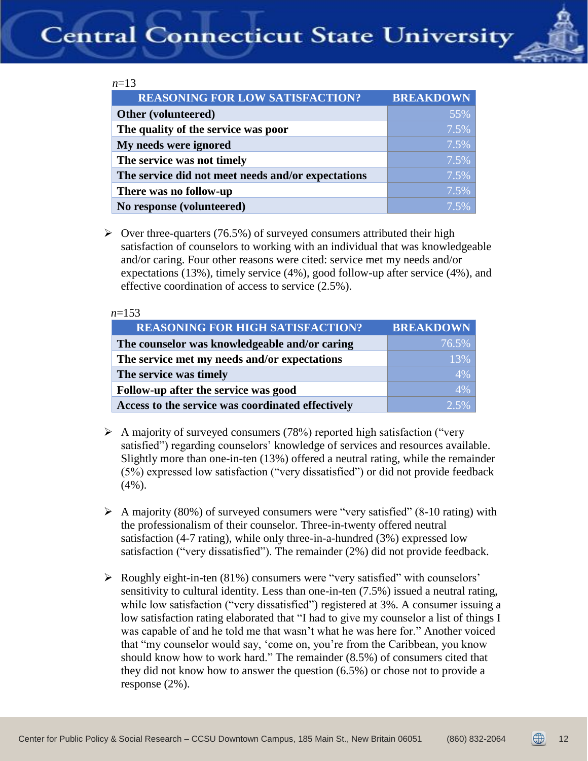*n*=13

| REASONING FOR LOW SATISFACTION? | BREAKDOWN |
|---|---|
| **Other (volunteered)** | 55% |
| **The quality of the service was poor** | 7.5% |
| **My needs were ignored** | 7.5% |
| **The service was not timely** | 7.5% |
| **The service did not meet needs and/or expectations** | 7.5% |
| **There was no follow-up** | 7.5% |
| **No response (volunteered)** | 7.5% |

- Over three-quarters (76.5%) of surveyed consumers attributed their high satisfaction of counselors to working with an individual that was knowledgeable and/or caring. Four other reasons were cited: service met my needs and/or expectations (13%), timely service (4%), good follow-up after service (4%), and effective coordination of access to service (2.5%).

*n*=153

| REASONING FOR HIGH SATISFACTION? | BREAKDOWN |
|---|---|
| **The counselor was knowledgeable and/or caring** | 76.5% |
| **The service met my needs and/or expectations** | 13% |
| **The service was timely** | 4% |
| **Follow-up after the service was good** | 4% |
| **Access to the service was coordinated effectively** | 2.5% |

- A majority of surveyed consumers (78%) reported high satisfaction ("very satisfied") regarding counselors' knowledge of services and resources available. Slightly more than one-in-ten (13%) offered a neutral rating, while the remainder (5%) expressed low satisfaction ("very dissatisfied") or did not provide feedback (4%).

- A majority (80%) of surveyed consumers were "very satisfied" (8-10 rating) with the professionalism of their counselor. Three-in-twenty offered neutral satisfaction (4-7 rating), while only three-in-a-hundred (3%) expressed low satisfaction ("very dissatisfied"). The remainder (2%) did not provide feedback.

- Roughly eight-in-ten (81%) consumers were "very satisfied" with counselors' sensitivity to cultural identity. Less than one-in-ten (7.5%) issued a neutral rating, while low satisfaction ("very dissatisfied") registered at 3%. A consumer issuing a low satisfaction rating elaborated that "I had to give my counselor a list of things I was capable of and he told me that wasn't what he was here for." Another voiced that "my counselor would say, 'come on, you're from the Caribbean, you know should know how to work hard." The remainder (8.5%) of consumers cited that they did not know how to answer the question (6.5%) or chose not to provide a response (2%).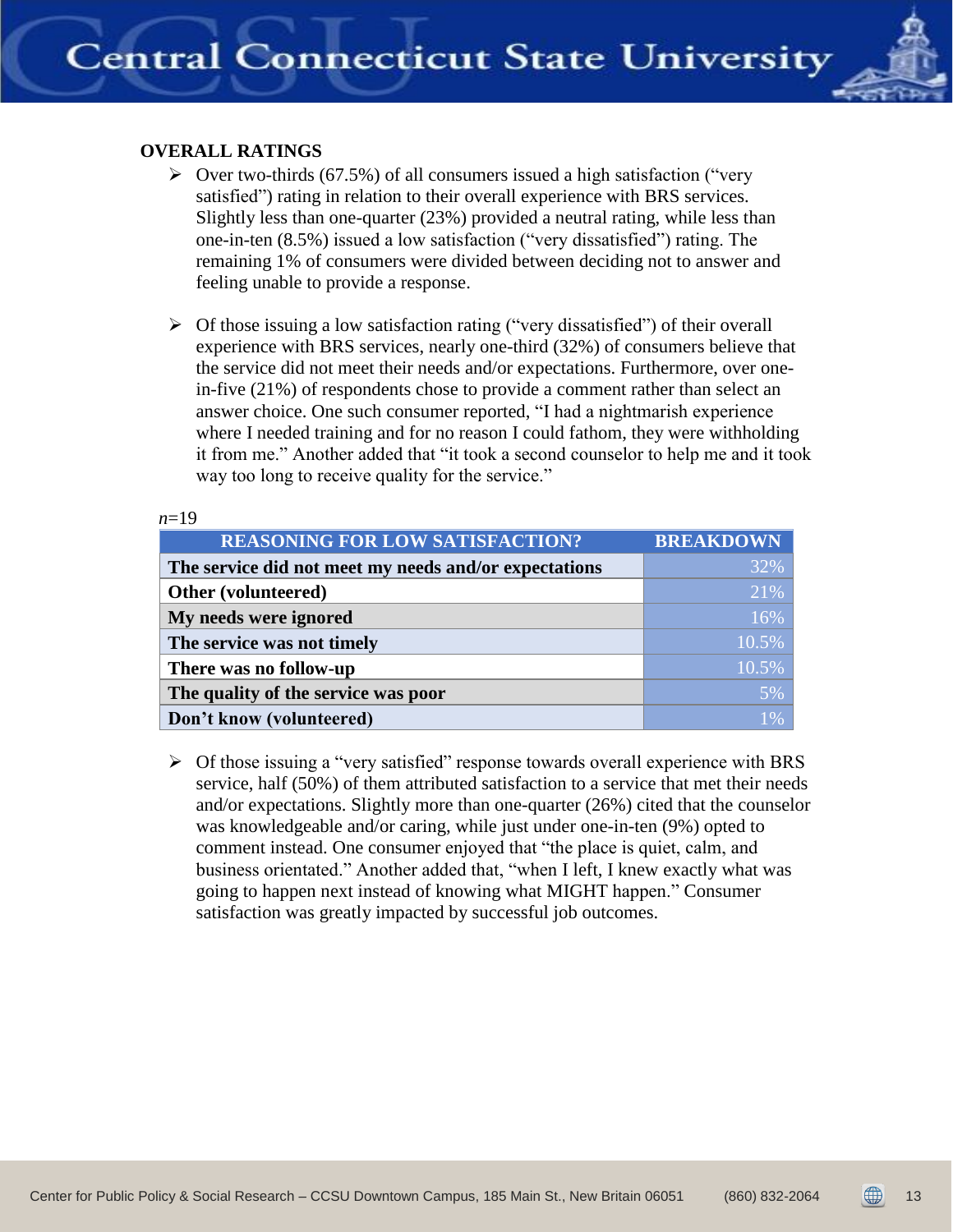**OVERALL RATINGS**

- Over two-thirds (67.5%) of all consumers issued a high satisfaction (“very satisfied”) rating in relation to their overall experience with BRS services. Slightly less than one-quarter (23%) provided a neutral rating, while less than one-in-ten (8.5%) issued a low satisfaction (“very dissatisfied”) rating. The remaining 1% of consumers were divided between deciding not to answer and feeling unable to provide a response.

- Of those issuing a low satisfaction rating (“very dissatisfied”) of their overall experience with BRS services, nearly one-third (32%) of consumers believe that the service did not meet their needs and/or expectations. Furthermore, over one-in-five (21%) of respondents chose to provide a comment rather than select an answer choice. One such consumer reported, “I had a nightmarish experience where I needed training and for no reason I could fathom, they were withholding it from me.” Another added that “it took a second counselor to help me and it took way too long to receive quality for the service.”

*n*=19

| REASONING FOR LOW SATISFACTION? | BREAKDOWN |
|---|---|
| **The service did not meet my needs and/or expectations** | 32% |
| **Other (volunteered)** | 21% |
| **My needs were ignored** | 16% |
| **The service was not timely** | 10.5% |
| **There was no follow-up** | 10.5% |
| **The quality of the service was poor** | 5% |
| **Don’t know (volunteered)** | 1% |

- Of those issuing a “very satisfied” response towards overall experience with BRS service, half (50%) of them attributed satisfaction to a service that met their needs and/or expectations. Slightly more than one-quarter (26%) cited that the counselor was knowledgeable and/or caring, while just under one-in-ten (9%) opted to comment instead. One consumer enjoyed that “the place is quiet, calm, and business orientated.” Another added that, “when I left, I knew exactly what was going to happen next instead of knowing what MIGHT happen.” Consumer satisfaction was greatly impacted by successful job outcomes.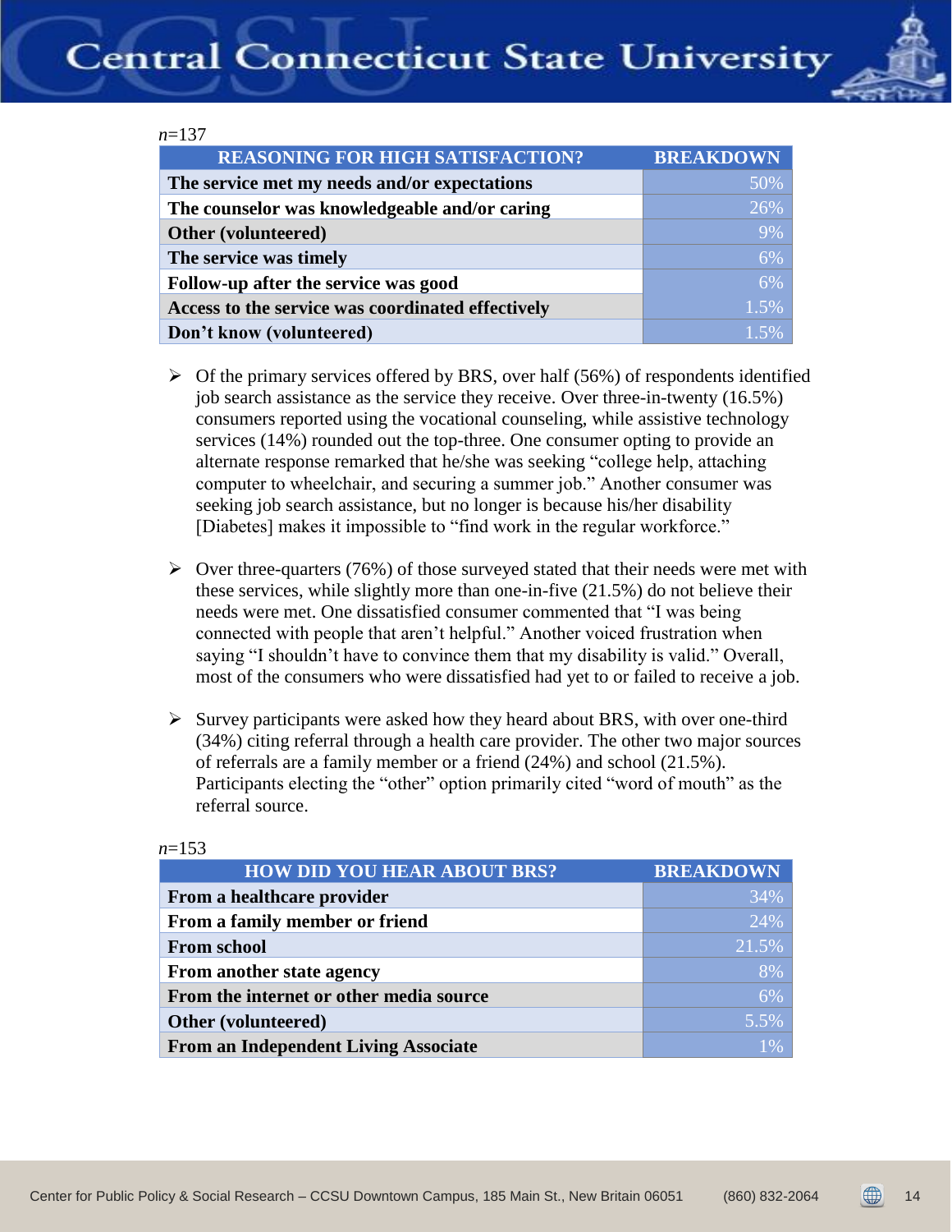*n*=137

| REASONING FOR HIGH SATISFACTION? | BREAKDOWN |
|---|---|
| **The service met my needs and/or expectations** | 50% |
| **The counselor was knowledgeable and/or caring** | 26% |
| **Other (volunteered)** | 9% |
| **The service was timely** | 6% |
| **Follow-up after the service was good** | 6% |
| **Access to the service was coordinated effectively** | 1.5% |
| **Don't know (volunteered)** | 1.5% |

- Of the primary services offered by BRS, over half (56%) of respondents identified job search assistance as the service they receive. Over three-in-twenty (16.5%) consumers reported using the vocational counseling, while assistive technology services (14%) rounded out the top-three. One consumer opting to provide an alternate response remarked that he/she was seeking "college help, attaching computer to wheelchair, and securing a summer job." Another consumer was seeking job search assistance, but no longer is because his/her disability [Diabetes] makes it impossible to "find work in the regular workforce."

- Over three-quarters (76%) of those surveyed stated that their needs were met with these services, while slightly more than one-in-five (21.5%) do not believe their needs were met. One dissatisfied consumer commented that "I was being connected with people that aren't helpful." Another voiced frustration when saying "I shouldn't have to convince them that my disability is valid." Overall, most of the consumers who were dissatisfied had yet to or failed to receive a job.

- Survey participants were asked how they heard about BRS, with over one-third (34%) citing referral through a health care provider. The other two major sources of referrals are a family member or a friend (24%) and school (21.5%). Participants electing the "other" option primarily cited "word of mouth" as the referral source.

*n*=153

| HOW DID YOU HEAR ABOUT BRS? | BREAKDOWN |
|---|---|
| **From a healthcare provider** | 34% |
| **From a family member or friend** | 24% |
| **From school** | 21.5% |
| **From another state agency** | 8% |
| **From the internet or other media source** | 6% |
| **Other (volunteered)** | 5.5% |
| **From an Independent Living Associate** | 1% |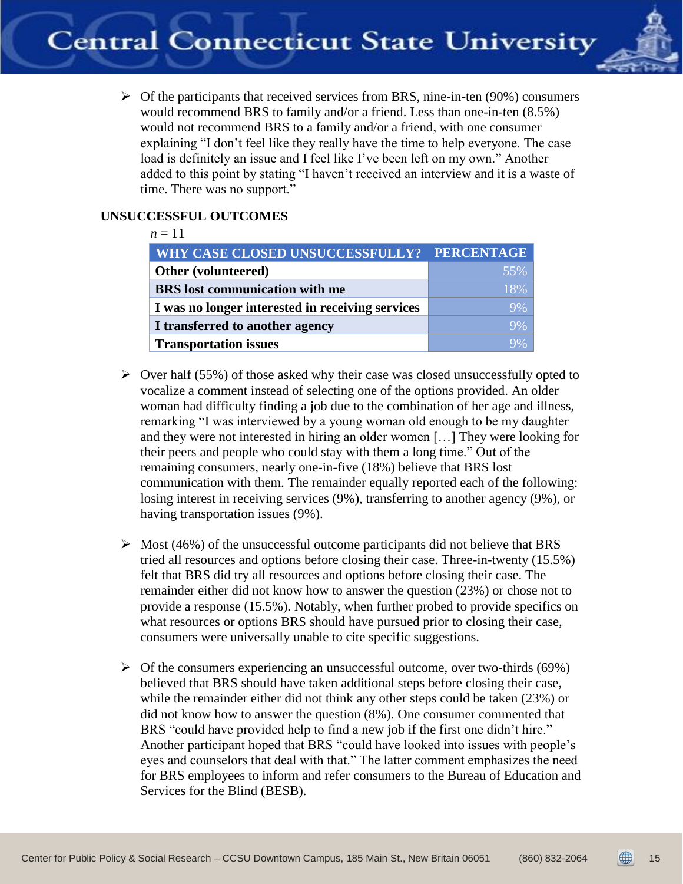- Of the participants that received services from BRS, nine-in-ten (90%) consumers would recommend BRS to family and/or a friend. Less than one-in-ten (8.5%) would not recommend BRS to a family and/or a friend, with one consumer explaining "I don't feel like they really have the time to help everyone. The case load is definitely an issue and I feel like I've been left on my own." Another added to this point by stating "I haven't received an interview and it is a waste of time. There was no support."

### UNSUCCESSFUL OUTCOMES

*n* = 11

| WHY CASE CLOSED UNSUCCESSFULLY? | PERCENTAGE |
|---|---|
| **Other (volunteered)** | 55% |
| **BRS lost communication with me** | 18% |
| **I was no longer interested in receiving services** | 9% |
| **I transferred to another agency** | 9% |
| **Transportation issues** | 9% |

- Over half (55%) of those asked why their case was closed unsuccessfully opted to vocalize a comment instead of selecting one of the options provided. An older woman had difficulty finding a job due to the combination of her age and illness, remarking "I was interviewed by a young woman old enough to be my daughter and they were not interested in hiring an older women […] They were looking for their peers and people who could stay with them a long time." Out of the remaining consumers, nearly one-in-five (18%) believe that BRS lost communication with them. The remainder equally reported each of the following: losing interest in receiving services (9%), transferring to another agency (9%), or having transportation issues (9%).

- Most (46%) of the unsuccessful outcome participants did not believe that BRS tried all resources and options before closing their case. Three-in-twenty (15.5%) felt that BRS did try all resources and options before closing their case. The remainder either did not know how to answer the question (23%) or chose not to provide a response (15.5%). Notably, when further probed to provide specifics on what resources or options BRS should have pursued prior to closing their case, consumers were universally unable to cite specific suggestions.

- Of the consumers experiencing an unsuccessful outcome, over two-thirds (69%) believed that BRS should have taken additional steps before closing their case, while the remainder either did not think any other steps could be taken (23%) or did not know how to answer the question (8%). One consumer commented that BRS "could have provided help to find a new job if the first one didn't hire." Another participant hoped that BRS "could have looked into issues with people's eyes and counselors that deal with that." The latter comment emphasizes the need for BRS employees to inform and refer consumers to the Bureau of Education and Services for the Blind (BESB).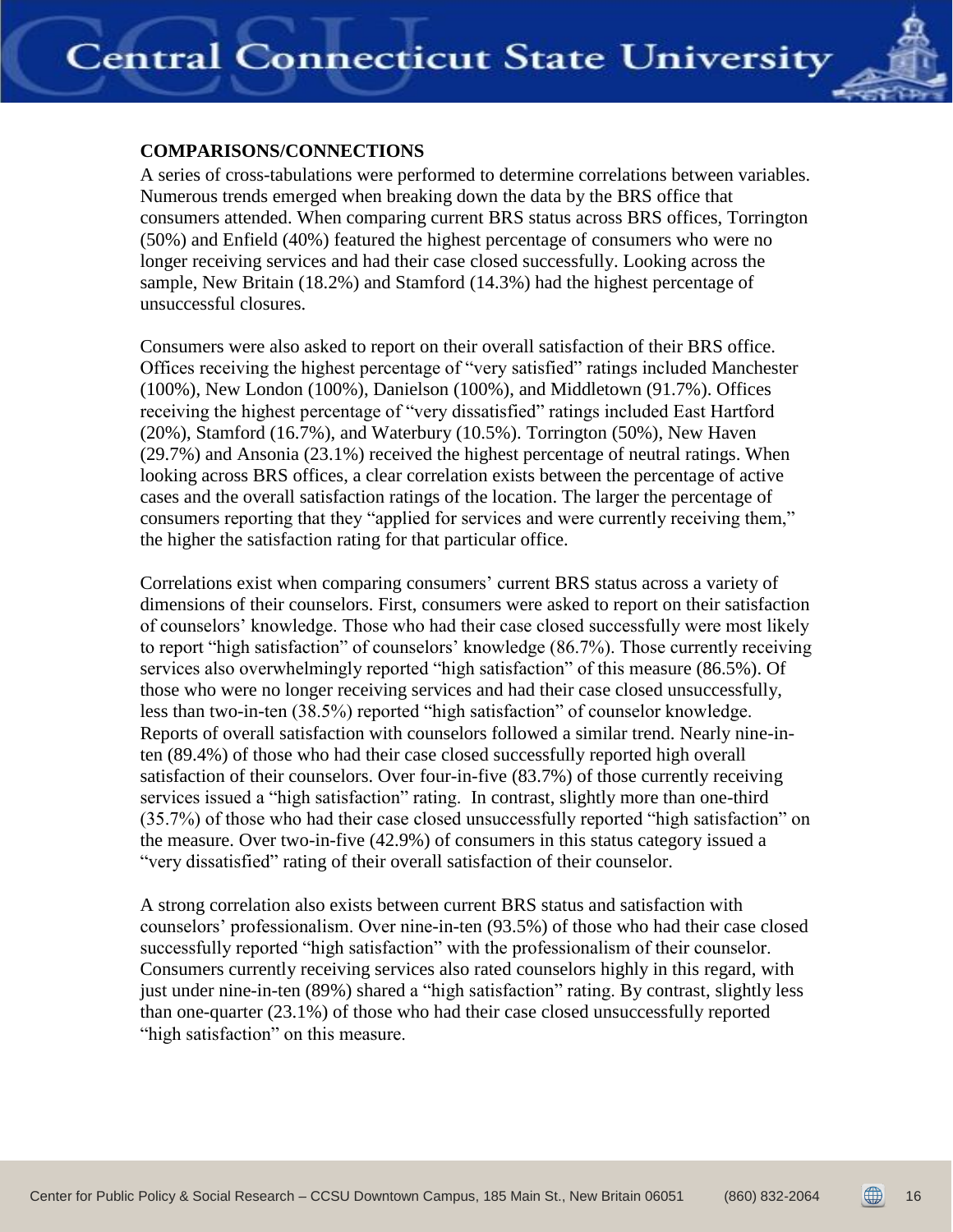**COMPARISONS/CONNECTIONS**

A series of cross-tabulations were performed to determine correlations between variables. Numerous trends emerged when breaking down the data by the BRS office that consumers attended. When comparing current BRS status across BRS offices, Torrington (50%) and Enfield (40%) featured the highest percentage of consumers who were no longer receiving services and had their case closed successfully. Looking across the sample, New Britain (18.2%) and Stamford (14.3%) had the highest percentage of unsuccessful closures.

Consumers were also asked to report on their overall satisfaction of their BRS office. Offices receiving the highest percentage of "very satisfied" ratings included Manchester (100%), New London (100%), Danielson (100%), and Middletown (91.7%). Offices receiving the highest percentage of "very dissatisfied" ratings included East Hartford (20%), Stamford (16.7%), and Waterbury (10.5%). Torrington (50%), New Haven (29.7%) and Ansonia (23.1%) received the highest percentage of neutral ratings. When looking across BRS offices, a clear correlation exists between the percentage of active cases and the overall satisfaction ratings of the location. The larger the percentage of consumers reporting that they "applied for services and were currently receiving them," the higher the satisfaction rating for that particular office.

Correlations exist when comparing consumers' current BRS status across a variety of dimensions of their counselors. First, consumers were asked to report on their satisfaction of counselors' knowledge. Those who had their case closed successfully were most likely to report "high satisfaction" of counselors' knowledge (86.7%). Those currently receiving services also overwhelmingly reported "high satisfaction" of this measure (86.5%). Of those who were no longer receiving services and had their case closed unsuccessfully, less than two-in-ten (38.5%) reported "high satisfaction" of counselor knowledge. Reports of overall satisfaction with counselors followed a similar trend. Nearly nine-in-ten (89.4%) of those who had their case closed successfully reported high overall satisfaction of their counselors. Over four-in-five (83.7%) of those currently receiving services issued a "high satisfaction" rating. In contrast, slightly more than one-third (35.7%) of those who had their case closed unsuccessfully reported "high satisfaction" on the measure. Over two-in-five (42.9%) of consumers in this status category issued a "very dissatisfied" rating of their overall satisfaction of their counselor.

A strong correlation also exists between current BRS status and satisfaction with counselors' professionalism. Over nine-in-ten (93.5%) of those who had their case closed successfully reported "high satisfaction" with the professionalism of their counselor. Consumers currently receiving services also rated counselors highly in this regard, with just under nine-in-ten (89%) shared a "high satisfaction" rating. By contrast, slightly less than one-quarter (23.1%) of those who had their case closed unsuccessfully reported "high satisfaction" on this measure.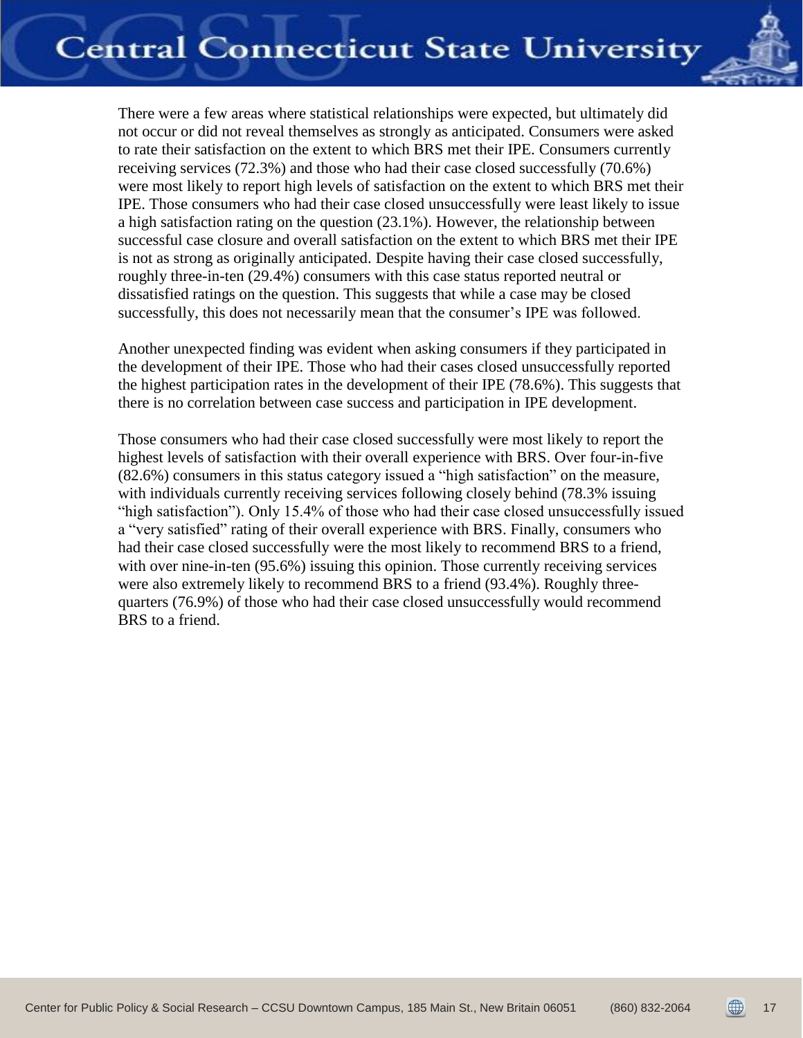There were a few areas where statistical relationships were expected, but ultimately did not occur or did not reveal themselves as strongly as anticipated. Consumers were asked to rate their satisfaction on the extent to which BRS met their IPE. Consumers currently receiving services (72.3%) and those who had their case closed successfully (70.6%) were most likely to report high levels of satisfaction on the extent to which BRS met their IPE. Those consumers who had their case closed unsuccessfully were least likely to issue a high satisfaction rating on the question (23.1%). However, the relationship between successful case closure and overall satisfaction on the extent to which BRS met their IPE is not as strong as originally anticipated. Despite having their case closed successfully, roughly three-in-ten (29.4%) consumers with this case status reported neutral or dissatisfied ratings on the question. This suggests that while a case may be closed successfully, this does not necessarily mean that the consumer's IPE was followed.

Another unexpected finding was evident when asking consumers if they participated in the development of their IPE. Those who had their cases closed unsuccessfully reported the highest participation rates in the development of their IPE (78.6%). This suggests that there is no correlation between case success and participation in IPE development.

Those consumers who had their case closed successfully were most likely to report the highest levels of satisfaction with their overall experience with BRS. Over four-in-five (82.6%) consumers in this status category issued a "high satisfaction" on the measure, with individuals currently receiving services following closely behind (78.3% issuing "high satisfaction"). Only 15.4% of those who had their case closed unsuccessfully issued a "very satisfied" rating of their overall experience with BRS. Finally, consumers who had their case closed successfully were the most likely to recommend BRS to a friend, with over nine-in-ten (95.6%) issuing this opinion. Those currently receiving services were also extremely likely to recommend BRS to a friend (93.4%). Roughly three-quarters (76.9%) of those who had their case closed unsuccessfully would recommend BRS to a friend.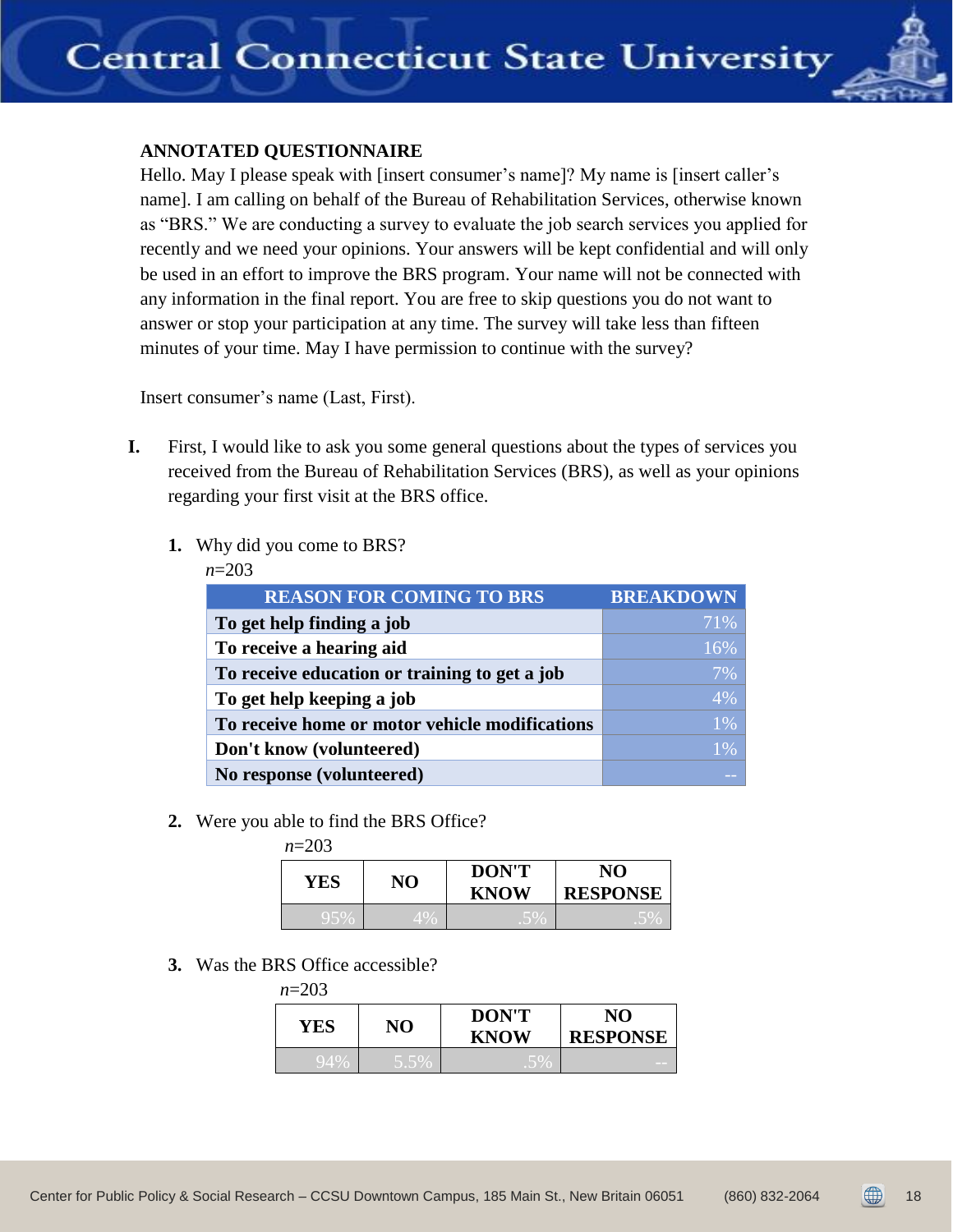**ANNOTATED QUESTIONNAIRE**

Hello. May I please speak with [insert consumer's name]? My name is [insert caller's name]. I am calling on behalf of the Bureau of Rehabilitation Services, otherwise known as "BRS." We are conducting a survey to evaluate the job search services you applied for recently and we need your opinions. Your answers will be kept confidential and will only be used in an effort to improve the BRS program. Your name will not be connected with any information in the final report. You are free to skip questions you do not want to answer or stop your participation at any time. The survey will take less than fifteen minutes of your time. May I have permission to continue with the survey?

Insert consumer's name (Last, First).

**I.** First, I would like to ask you some general questions about the types of services you received from the Bureau of Rehabilitation Services (BRS), as well as your opinions regarding your first visit at the BRS office.

**1.** Why did you come to BRS?

*n*=203

| REASON FOR COMING TO BRS | BREAKDOWN |
|---|---|
| **To get help finding a job** | 71% |
| **To receive a hearing aid** | 16% |
| **To receive education or training to get a job** | 7% |
| **To get help keeping a job** | 4% |
| **To receive home or motor vehicle modifications** | 1% |
| **Don't know (volunteered)** | 1% |
| **No response (volunteered)** | -- |

**2.** Were you able to find the BRS Office?

*n*=203

| YES | NO | DON'T KNOW | NO RESPONSE |
|---|---|---|---|
| 95% | 4% | .5% | .5% |

**3.** Was the BRS Office accessible?

*n*=203

| YES | NO | DON'T KNOW | NO RESPONSE |
|---|---|---|---|
| 94% | 5.5% | .5% | -- |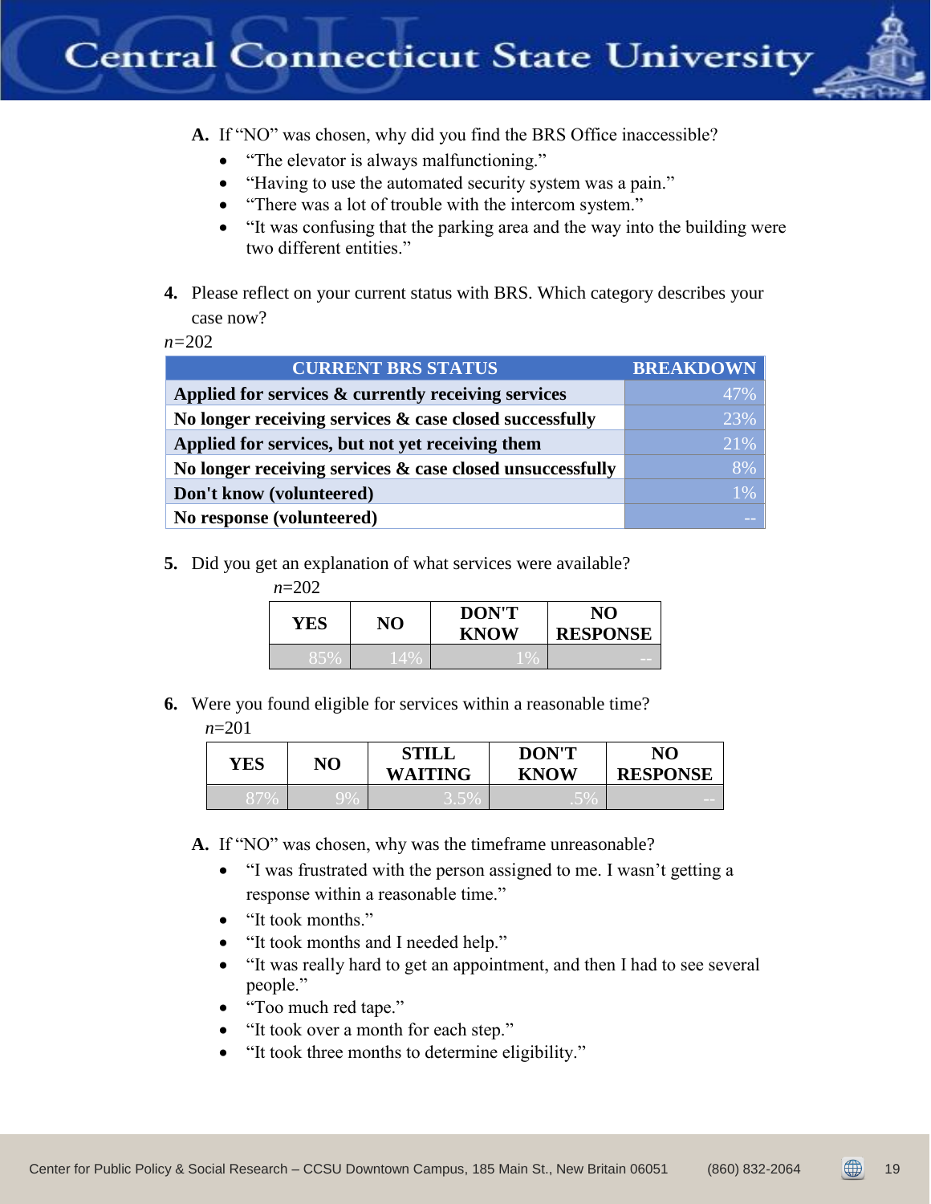**A.** If "NO" was chosen, why did you find the BRS Office inaccessible?

- "The elevator is always malfunctioning."
- "Having to use the automated security system was a pain."
- "There was a lot of trouble with the intercom system."
- "It was confusing that the parking area and the way into the building were two different entities."

**4.** Please reflect on your current status with BRS. Which category describes your case now?

*n*=202

| CURRENT BRS STATUS | BREAKDOWN |
|---|---|
| **Applied for services & currently receiving services** | 47% |
| **No longer receiving services & case closed successfully** | 23% |
| **Applied for services, but not yet receiving them** | 21% |
| **No longer receiving services & case closed unsuccessfully** | 8% |
| **Don't know (volunteered)** | 1% |
| **No response (volunteered)** | -- |

**5.** Did you get an explanation of what services were available?

*n*=202

| YES | NO | DON'T KNOW | NO RESPONSE |
|---|---|---|---|
| 85% | 14% | 1% | -- |

**6.** Were you found eligible for services within a reasonable time?

*n*=201

| YES | NO | STILL WAITING | DON'T KNOW | NO RESPONSE |
|---|---|---|---|---|
| 87% | 9% | 3.5% | .5% | -- |

**A.** If "NO" was chosen, why was the timeframe unreasonable?

- "I was frustrated with the person assigned to me. I wasn't getting a response within a reasonable time."
- "It took months."
- "It took months and I needed help."
- "It was really hard to get an appointment, and then I had to see several people."
- "Too much red tape."
- "It took over a month for each step."
- "It took three months to determine eligibility."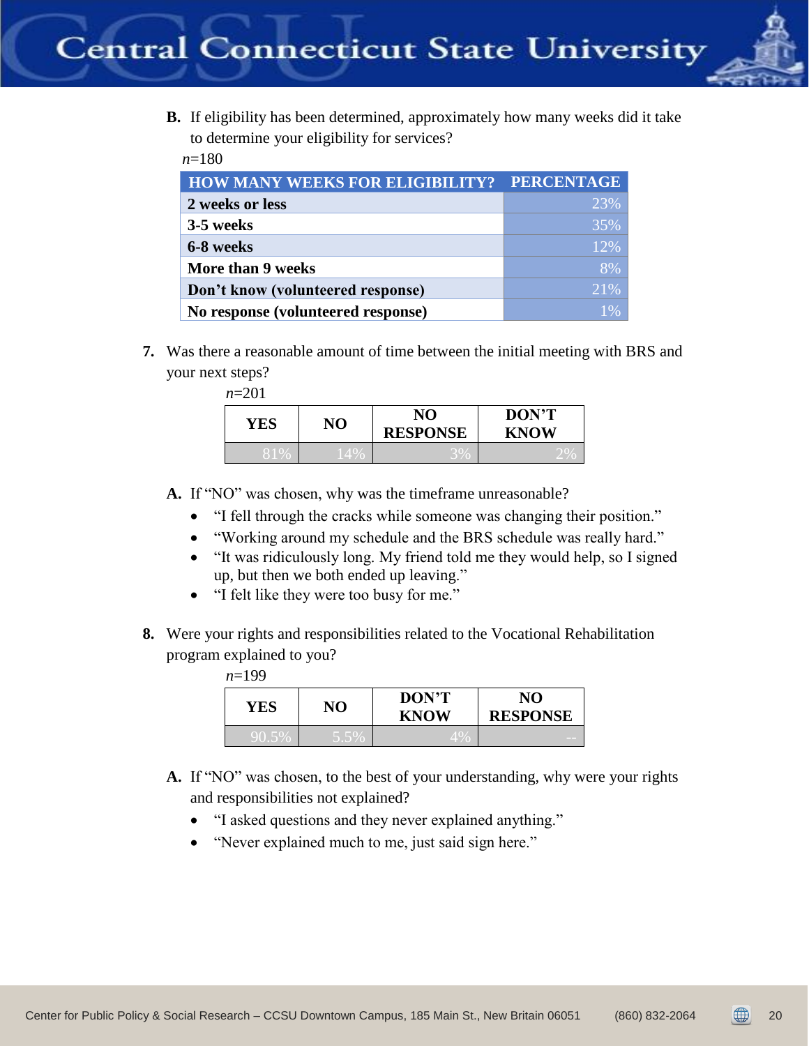**B.** If eligibility has been determined, approximately how many weeks did it take to determine your eligibility for services?

*n*=180

| HOW MANY WEEKS FOR ELIGIBILITY? | PERCENTAGE |
|---|---|
| 2 weeks or less | 23% |
| 3-5 weeks | 35% |
| 6-8 weeks | 12% |
| More than 9 weeks | 8% |
| Don't know (volunteered response) | 21% |
| No response (volunteered response) | 1% |

**7.** Was there a reasonable amount of time between the initial meeting with BRS and your next steps?

*n*=201

| YES | NO | NO RESPONSE | DON'T KNOW |
|---|---|---|---|
| 81% | 14% | 3% | 2% |

**A.** If "NO" was chosen, why was the timeframe unreasonable?

- "I fell through the cracks while someone was changing their position."
- "Working around my schedule and the BRS schedule was really hard."
- "It was ridiculously long. My friend told me they would help, so I signed up, but then we both ended up leaving."
- "I felt like they were too busy for me."

**8.** Were your rights and responsibilities related to the Vocational Rehabilitation program explained to you?

*n*=199

| YES | NO | DON'T KNOW | NO RESPONSE |
|---|---|---|---|
| 90.5% | 5.5% | 4% | -- |

**A.** If "NO" was chosen, to the best of your understanding, why were your rights and responsibilities not explained?

- "I asked questions and they never explained anything."
- "Never explained much to me, just said sign here."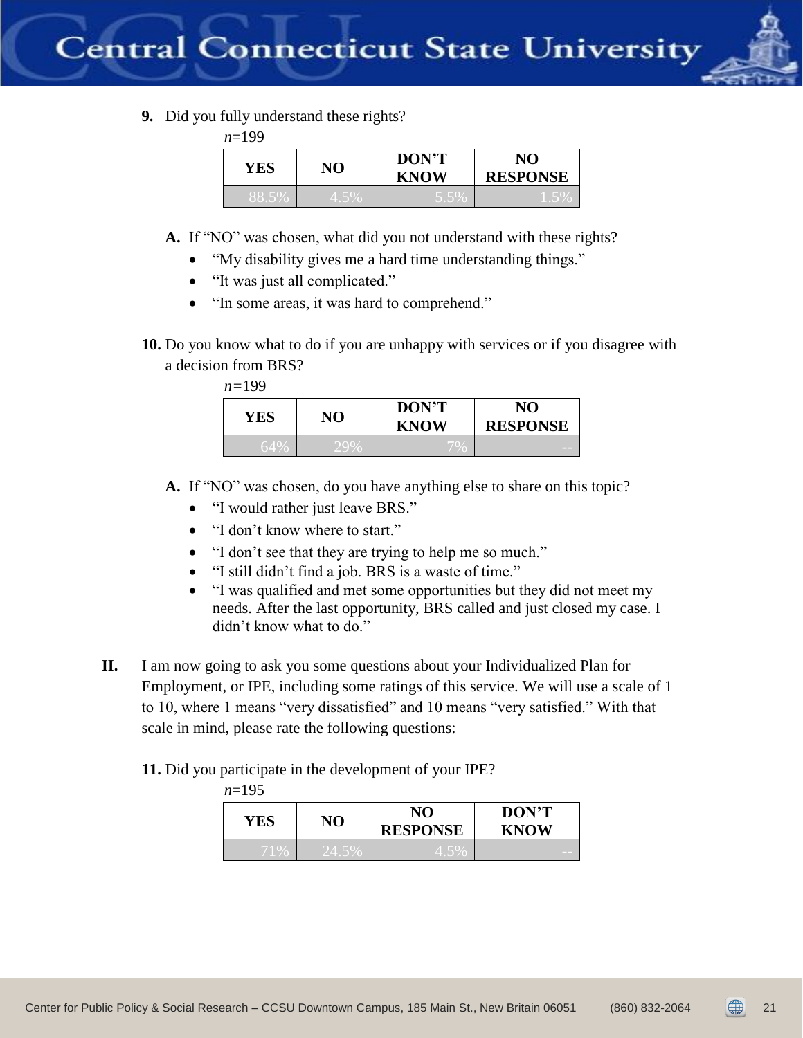**9.** Did you fully understand these rights?

*n*=199

| YES | NO | DON'T KNOW | NO RESPONSE |
|---|---|---|---|
| 88.5% | 4.5% | 5.5% | 1.5% |

**A.** If "NO" was chosen, what did you not understand with these rights?

- "My disability gives me a hard time understanding things."
- "It was just all complicated."
- "In some areas, it was hard to comprehend."

**10.** Do you know what to do if you are unhappy with services or if you disagree with a decision from BRS?

*n*=199

| YES | NO | DON'T KNOW | NO RESPONSE |
|---|---|---|---|
| 64% | 29% | 7% | -- |

**A.** If "NO" was chosen, do you have anything else to share on this topic?

- "I would rather just leave BRS."
- "I don't know where to start."
- "I don't see that they are trying to help me so much."
- "I still didn't find a job. BRS is a waste of time."
- "I was qualified and met some opportunities but they did not meet my needs. After the last opportunity, BRS called and just closed my case. I didn't know what to do."

**II.** I am now going to ask you some questions about your Individualized Plan for Employment, or IPE, including some ratings of this service. We will use a scale of 1 to 10, where 1 means "very dissatisfied" and 10 means "very satisfied." With that scale in mind, please rate the following questions:

**11.** Did you participate in the development of your IPE?

*n*=195

| YES | NO | NO RESPONSE | DON'T KNOW |
|---|---|---|---|
| 71% | 24.5% | 4.5% | -- |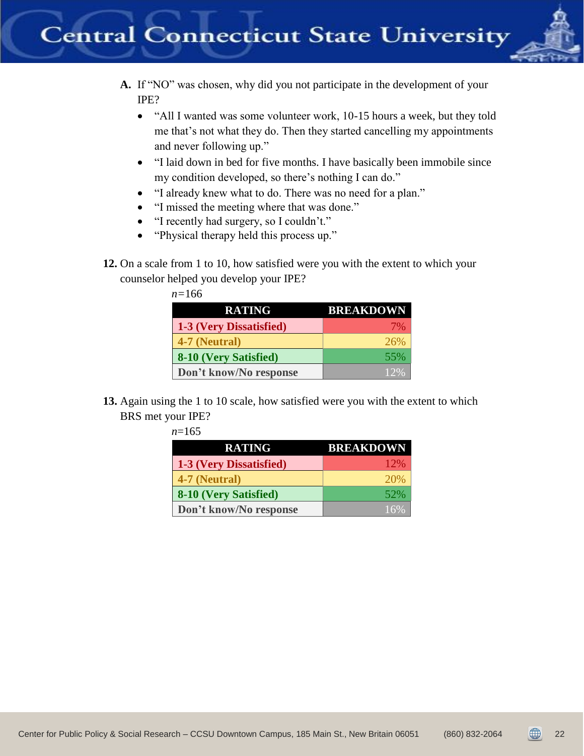**A.** If "NO" was chosen, why did you not participate in the development of your IPE?

- "All I wanted was some volunteer work, 10-15 hours a week, but they told me that's not what they do. Then they started cancelling my appointments and never following up."
- "I laid down in bed for five months. I have basically been immobile since my condition developed, so there's nothing I can do."
- "I already knew what to do. There was no need for a plan."
- "I missed the meeting where that was done."
- "I recently had surgery, so I couldn't."
- "Physical therapy held this process up."

**12.** On a scale from 1 to 10, how satisfied were you with the extent to which your counselor helped you develop your IPE?

*n*=166

| RATING | BREAKDOWN |
|---|---|
| 1-3 (Very Dissatisfied) | 7% |
| 4-7 (Neutral) | 26% |
| 8-10 (Very Satisfied) | 55% |
| Don't know/No response | 12% |

**13.** Again using the 1 to 10 scale, how satisfied were you with the extent to which BRS met your IPE?

*n*=165

| RATING | BREAKDOWN |
|---|---|
| 1-3 (Very Dissatisfied) | 12% |
| 4-7 (Neutral) | 20% |
| 8-10 (Very Satisfied) | 52% |
| Don't know/No response | 16% |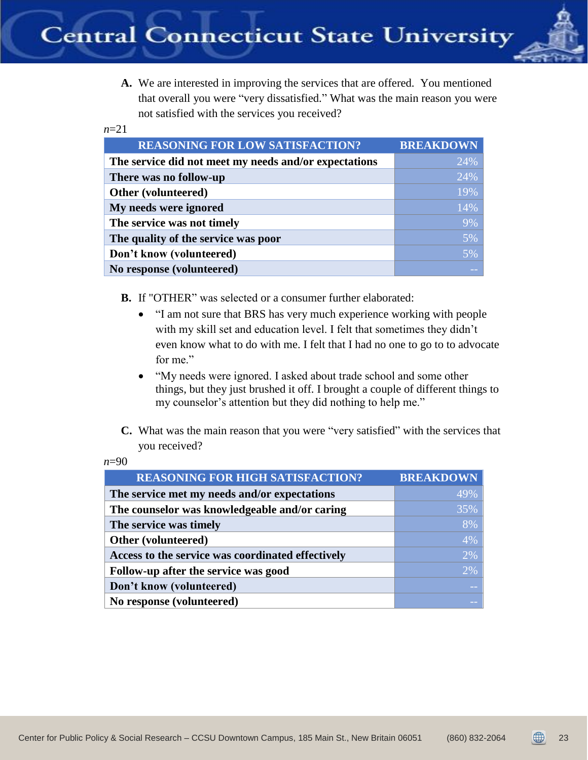**A.** We are interested in improving the services that are offered. You mentioned that overall you were "very dissatisfied." What was the main reason you were not satisfied with the services you received?

*n*=21

| REASONING FOR LOW SATISFACTION? | BREAKDOWN |
|---|---|
| The service did not meet my needs and/or expectations | 24% |
| There was no follow-up | 24% |
| Other (volunteered) | 19% |
| My needs were ignored | 14% |
| The service was not timely | 9% |
| The quality of the service was poor | 5% |
| Don't know (volunteered) | 5% |
| No response (volunteered) | -- |

**B.** If "OTHER" was selected or a consumer further elaborated:

- "I am not sure that BRS has very much experience working with people with my skill set and education level. I felt that sometimes they didn't even know what to do with me. I felt that I had no one to go to to advocate for me."
- "My needs were ignored. I asked about trade school and some other things, but they just brushed it off. I brought a couple of different things to my counselor's attention but they did nothing to help me."

**C.** What was the main reason that you were "very satisfied" with the services that you received?

*n*=90

| REASONING FOR HIGH SATISFACTION? | BREAKDOWN |
|---|---|
| The service met my needs and/or expectations | 49% |
| The counselor was knowledgeable and/or caring | 35% |
| The service was timely | 8% |
| Other (volunteered) | 4% |
| Access to the service was coordinated effectively | 2% |
| Follow-up after the service was good | 2% |
| Don't know (volunteered) | -- |
| No response (volunteered) | -- |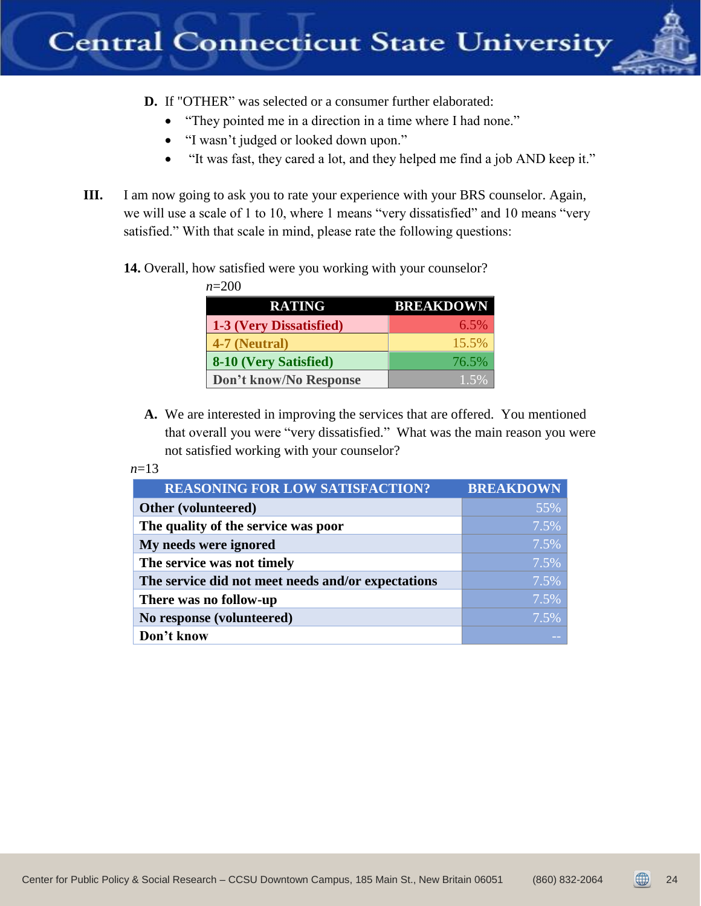**D.** If "OTHER" was selected or a consumer further elaborated:

- "They pointed me in a direction in a time where I had none."
- "I wasn't judged or looked down upon."
- "It was fast, they cared a lot, and they helped me find a job AND keep it."

**III.** I am now going to ask you to rate your experience with your BRS counselor. Again, we will use a scale of 1 to 10, where 1 means "very dissatisfied" and 10 means "very satisfied." With that scale in mind, please rate the following questions:

**14.** Overall, how satisfied were you working with your counselor?

*n*=200

| RATING | BREAKDOWN |
|---|---|
| 1-3 (Very Dissatisfied) | 6.5% |
| 4-7 (Neutral) | 15.5% |
| 8-10 (Very Satisfied) | 76.5% |
| Don't know/No Response | 1.5% |

**A.** We are interested in improving the services that are offered. You mentioned that overall you were "very dissatisfied." What was the main reason you were not satisfied working with your counselor?

*n*=13

| REASONING FOR LOW SATISFACTION? | BREAKDOWN |
|---|---|
| Other (volunteered) | 55% |
| The quality of the service was poor | 7.5% |
| My needs were ignored | 7.5% |
| The service was not timely | 7.5% |
| The service did not meet needs and/or expectations | 7.5% |
| There was no follow-up | 7.5% |
| No response (volunteered) | 7.5% |
| Don't know | -- |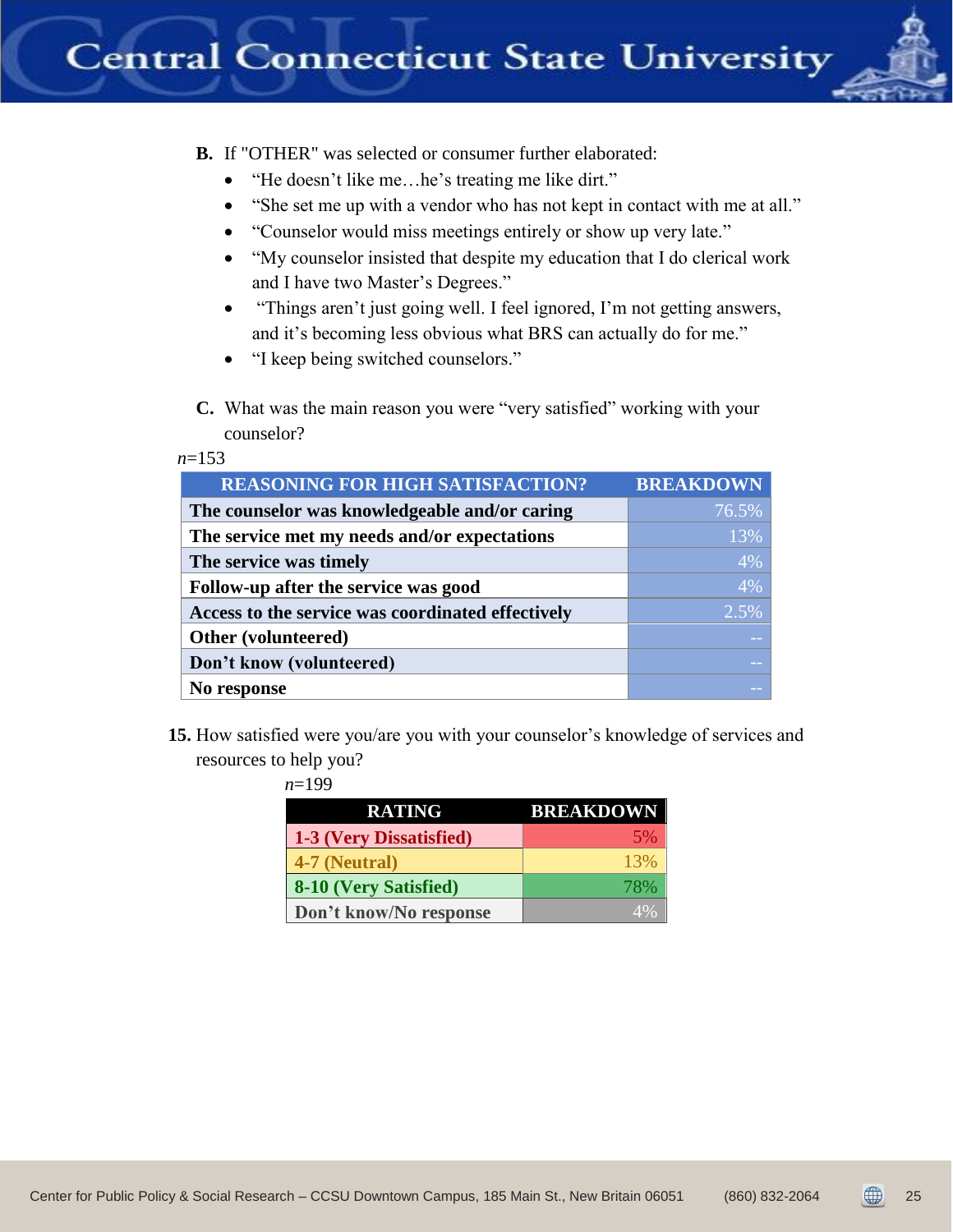**B.** If "OTHER" was selected or consumer further elaborated:

- "He doesn't like me…he's treating me like dirt."
- "She set me up with a vendor who has not kept in contact with me at all."
- "Counselor would miss meetings entirely or show up very late."
- "My counselor insisted that despite my education that I do clerical work and I have two Master's Degrees."
- "Things aren't just going well. I feel ignored, I'm not getting answers, and it's becoming less obvious what BRS can actually do for me."
- "I keep being switched counselors."

**C.** What was the main reason you were "very satisfied" working with your counselor?

*n*=153

| REASONING FOR HIGH SATISFACTION? | BREAKDOWN |
|---|---|
| **The counselor was knowledgeable and/or caring** | 76.5% |
| **The service met my needs and/or expectations** | 13% |
| **The service was timely** | 4% |
| **Follow-up after the service was good** | 4% |
| **Access to the service was coordinated effectively** | 2.5% |
| **Other (volunteered)** | -- |
| **Don't know (volunteered)** | -- |
| **No response** | -- |

**15.** How satisfied were you/are you with your counselor's knowledge of services and resources to help you?

*n*=199

| RATING | BREAKDOWN |
|---|---|
| **1-3 (Very Dissatisfied)** | 5% |
| **4-7 (Neutral)** | 13% |
| **8-10 (Very Satisfied)** | 78% |
| **Don't know/No response** | 4% |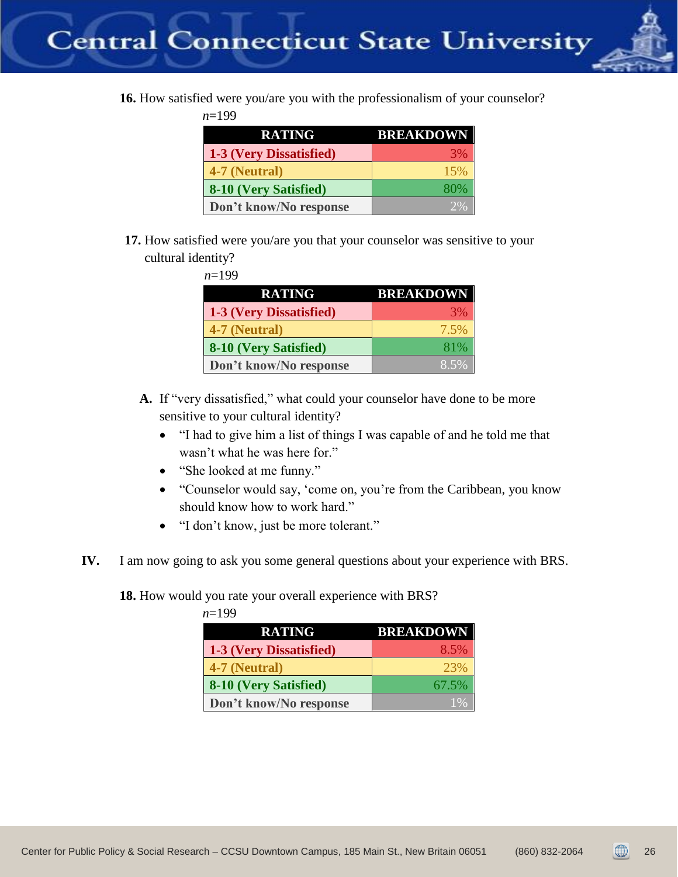**16.** How satisfied were you/are you with the professionalism of your counselor?

*n*=199

| RATING | BREAKDOWN |
|---|---|
| **1-3 (Very Dissatisfied)** | 3% |
| **4-7 (Neutral)** | 15% |
| **8-10 (Very Satisfied)** | 80% |
| **Don't know/No response** | 2% |

**17.** How satisfied were you/are you that your counselor was sensitive to your cultural identity?

*n*=199

| RATING | BREAKDOWN |
|---|---|
| **1-3 (Very Dissatisfied)** | 3% |
| **4-7 (Neutral)** | 7.5% |
| **8-10 (Very Satisfied)** | 81% |
| **Don't know/No response** | 8.5% |

**A.** If "very dissatisfied," what could your counselor have done to be more sensitive to your cultural identity?

- "I had to give him a list of things I was capable of and he told me that wasn't what he was here for."
- "She looked at me funny."
- "Counselor would say, 'come on, you're from the Caribbean, you know should know how to work hard."
- "I don't know, just be more tolerant."

**IV.** I am now going to ask you some general questions about your experience with BRS.

**18.** How would you rate your overall experience with BRS?

*n*=199

| RATING | BREAKDOWN |
|---|---|
| **1-3 (Very Dissatisfied)** | 8.5% |
| **4-7 (Neutral)** | 23% |
| **8-10 (Very Satisfied)** | 67.5% |
| **Don't know/No response** | 1% |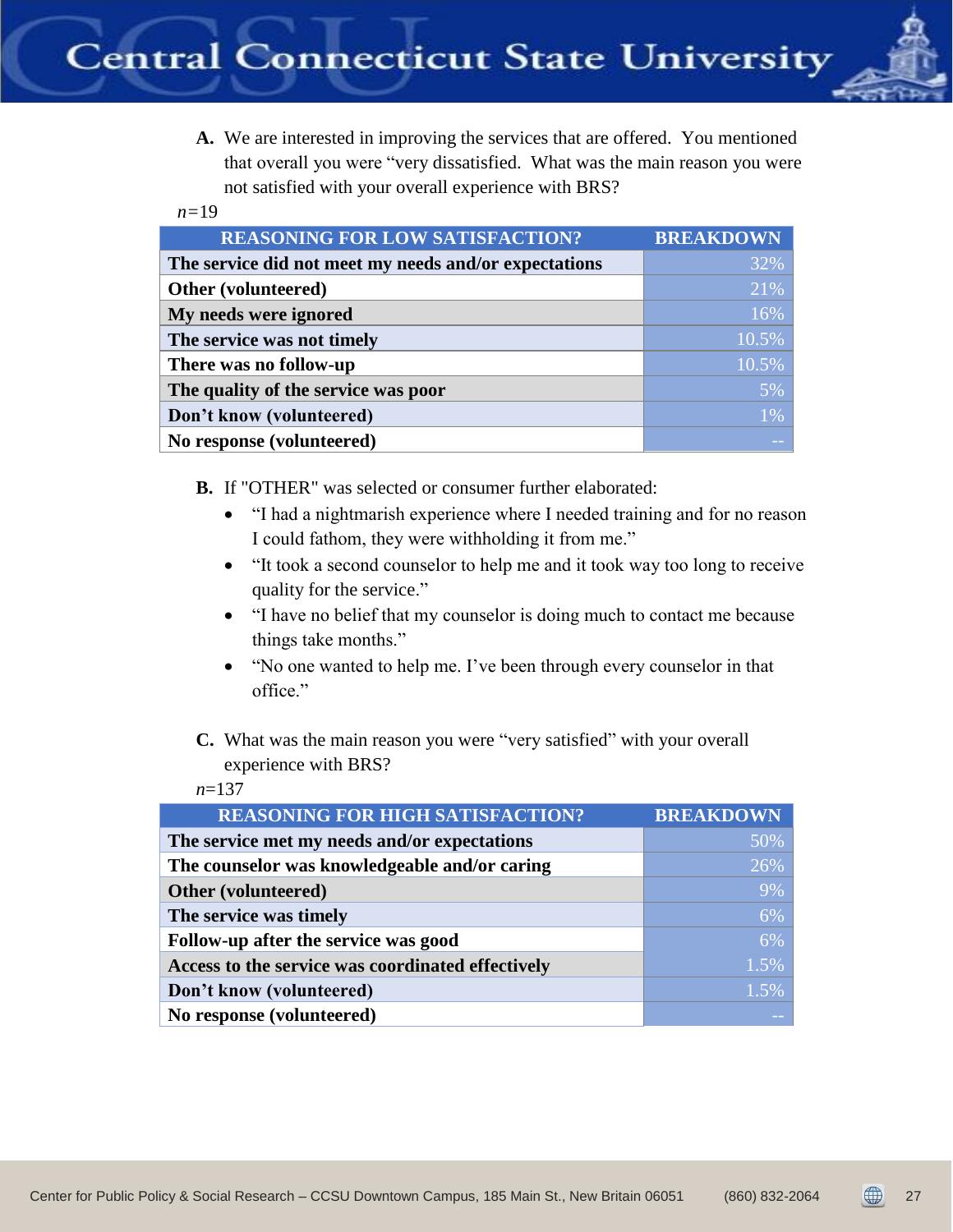**A.** We are interested in improving the services that are offered. You mentioned that overall you were "very dissatisfied. What was the main reason you were not satisfied with your overall experience with BRS?

*n*=19

| REASONING FOR LOW SATISFACTION? | BREAKDOWN |
|---|---|
| The service did not meet my needs and/or expectations | 32% |
| Other (volunteered) | 21% |
| My needs were ignored | 16% |
| The service was not timely | 10.5% |
| There was no follow-up | 10.5% |
| The quality of the service was poor | 5% |
| Don't know (volunteered) | 1% |
| No response (volunteered) | -- |

**B.** If "OTHER" was selected or consumer further elaborated:

- "I had a nightmarish experience where I needed training and for no reason I could fathom, they were withholding it from me."
- "It took a second counselor to help me and it took way too long to receive quality for the service."
- "I have no belief that my counselor is doing much to contact me because things take months."
- "No one wanted to help me. I've been through every counselor in that office."

**C.** What was the main reason you were "very satisfied" with your overall experience with BRS?

*n*=137

| REASONING FOR HIGH SATISFACTION? | BREAKDOWN |
|---|---|
| The service met my needs and/or expectations | 50% |
| The counselor was knowledgeable and/or caring | 26% |
| Other (volunteered) | 9% |
| The service was timely | 6% |
| Follow-up after the service was good | 6% |
| Access to the service was coordinated effectively | 1.5% |
| Don't know (volunteered) | 1.5% |
| No response (volunteered) | -- |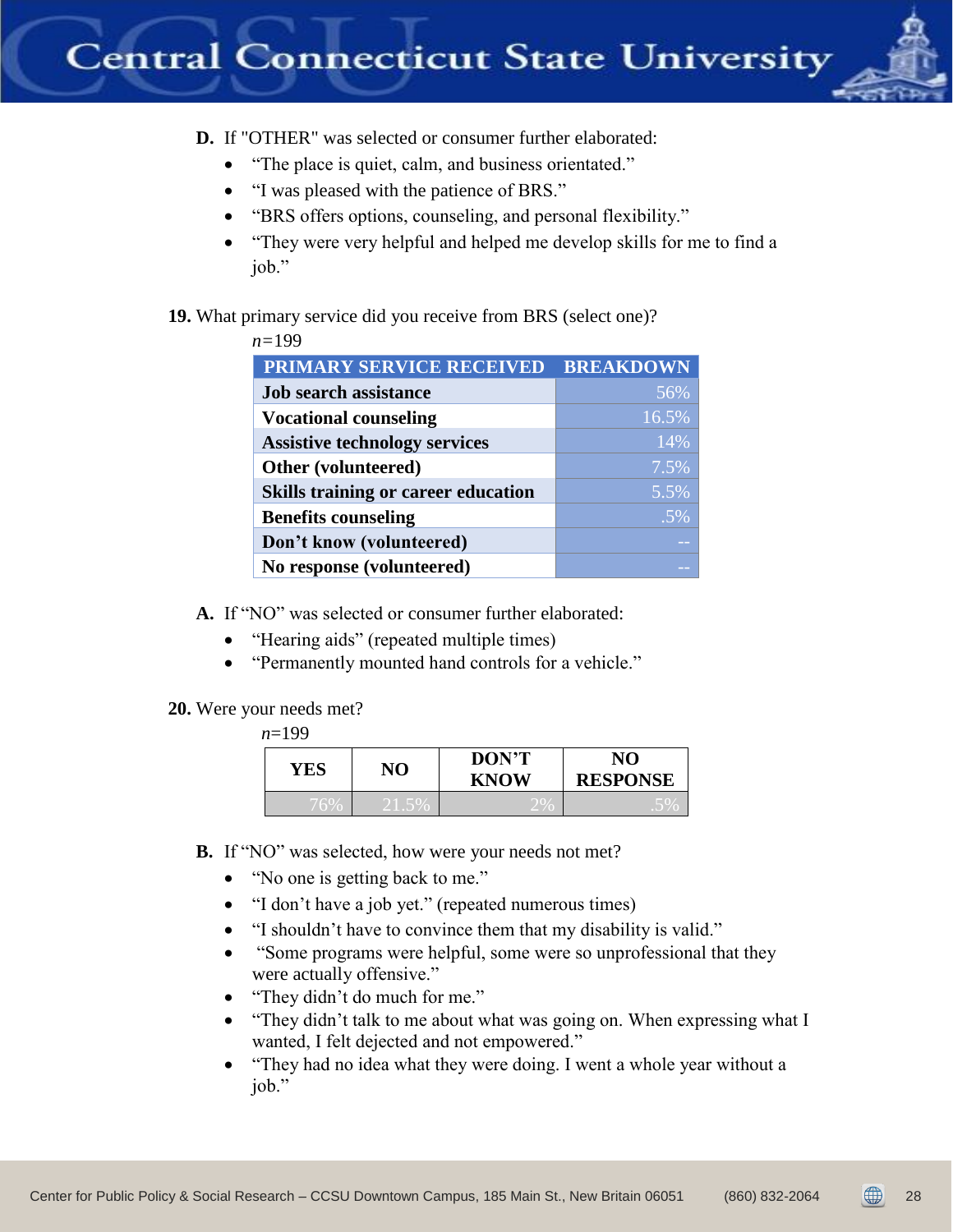**D.** If "OTHER" was selected or consumer further elaborated:

- “The place is quiet, calm, and business orientated.”
- “I was pleased with the patience of BRS.”
- “BRS offers options, counseling, and personal flexibility.”
- “They were very helpful and helped me develop skills for me to find a job.”

**19.** What primary service did you receive from BRS (select one)?

*n*=199

| PRIMARY SERVICE RECEIVED | BREAKDOWN |
|---|---|
| **Job search assistance** | 56% |
| **Vocational counseling** | 16.5% |
| **Assistive technology services** | 14% |
| **Other (volunteered)** | 7.5% |
| **Skills training or career education** | 5.5% |
| **Benefits counseling** | .5% |
| **Don’t know (volunteered)** | -- |
| **No response (volunteered)** | -- |

**A.** If “NO” was selected or consumer further elaborated:

- “Hearing aids” (repeated multiple times)
- “Permanently mounted hand controls for a vehicle.”

**20.** Were your needs met?

*n*=199

| YES | NO | DON’T KNOW | NO RESPONSE |
|---|---|---|---|
| 76% | 21.5% | 2% | .5% |

**B.** If “NO” was selected, how were your needs not met?

- “No one is getting back to me.”
- “I don’t have a job yet.” (repeated numerous times)
- “I shouldn’t have to convince them that my disability is valid.”
- “Some programs were helpful, some were so unprofessional that they were actually offensive.”
- “They didn’t do much for me.”
- “They didn’t talk to me about what was going on. When expressing what I wanted, I felt dejected and not empowered.”
- “They had no idea what they were doing. I went a whole year without a job.”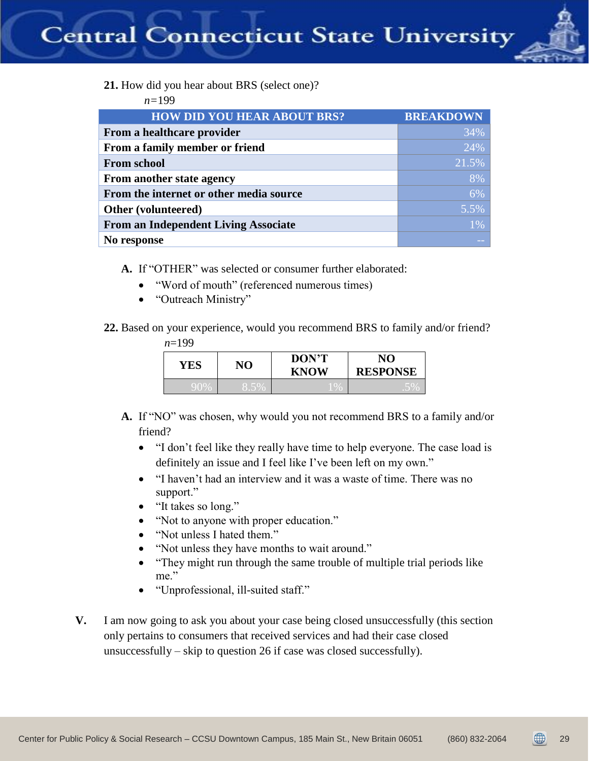**21.** How did you hear about BRS (select one)?

*n*=199

| HOW DID YOU HEAR ABOUT BRS? | BREAKDOWN |
|---|---|
| **From a healthcare provider** | 34% |
| **From a family member or friend** | 24% |
| **From school** | 21.5% |
| **From another state agency** | 8% |
| **From the internet or other media source** | 6% |
| **Other (volunteered)** | 5.5% |
| **From an Independent Living Associate** | 1% |
| **No response** | -- |

**A.** If "OTHER" was selected or consumer further elaborated:

- "Word of mouth" (referenced numerous times)
- "Outreach Ministry"

**22.** Based on your experience, would you recommend BRS to family and/or friend?

*n*=199

| YES | NO | DON'T KNOW | NO RESPONSE |
|---|---|---|---|
| 90% | 8.5% | 1% | .5% |

**A.** If "NO" was chosen, why would you not recommend BRS to a family and/or friend?

- "I don't feel like they really have time to help everyone. The case load is definitely an issue and I feel like I've been left on my own."
- "I haven't had an interview and it was a waste of time. There was no support."
- "It takes so long."
- "Not to anyone with proper education."
- "Not unless I hated them."
- "Not unless they have months to wait around."
- "They might run through the same trouble of multiple trial periods like me."
- "Unprofessional, ill-suited staff."

**V.** I am now going to ask you about your case being closed unsuccessfully (this section only pertains to consumers that received services and had their case closed unsuccessfully – skip to question 26 if case was closed successfully).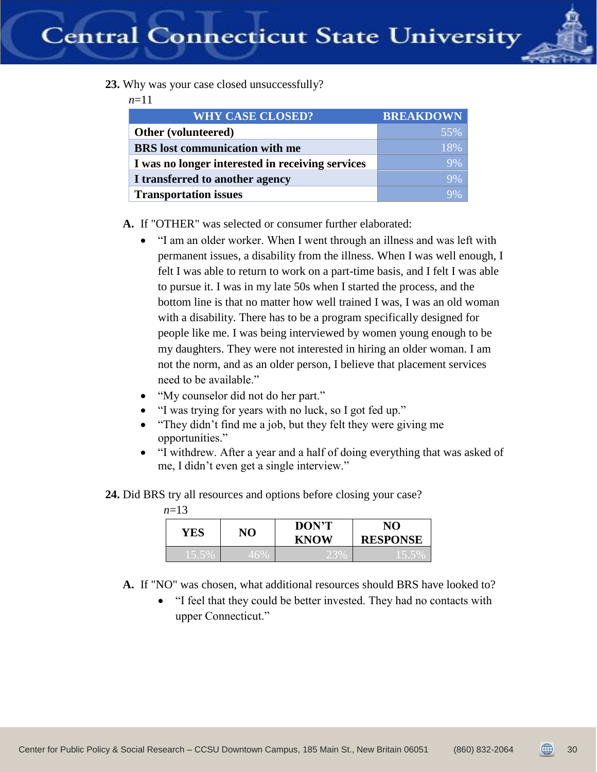**23.** Why was your case closed unsuccessfully?

*n*=11

| WHY CASE CLOSED? | BREAKDOWN |
|---|---|
| **Other (volunteered)** | 55% |
| **BRS lost communication with me** | 18% |
| **I was no longer interested in receiving services** | 9% |
| **I transferred to another agency** | 9% |
| **Transportation issues** | 9% |

**A.** If "OTHER" was selected or consumer further elaborated:

- "I am an older worker. When I went through an illness and was left with permanent issues, a disability from the illness. When I was well enough, I felt I was able to return to work on a part-time basis, and I felt I was able to pursue it. I was in my late 50s when I started the process, and the bottom line is that no matter how well trained I was, I was an old woman with a disability. There has to be a program specifically designed for people like me. I was being interviewed by women young enough to be my daughters. They were not interested in hiring an older woman. I am not the norm, and as an older person, I believe that placement services need to be available."
- "My counselor did not do her part."
- "I was trying for years with no luck, so I got fed up."
- "They didn't find me a job, but they felt they were giving me opportunities."
- "I withdrew. After a year and a half of doing everything that was asked of me, I didn't even get a single interview."

**24.** Did BRS try all resources and options before closing your case?

*n*=13

| YES | NO | DON'T KNOW | NO RESPONSE |
|---|---|---|---|
| 15.5% | 46% | 23% | 15.5% |

**A.** If "NO" was chosen, what additional resources should BRS have looked to?

- "I feel that they could be better invested. They had no contacts with upper Connecticut."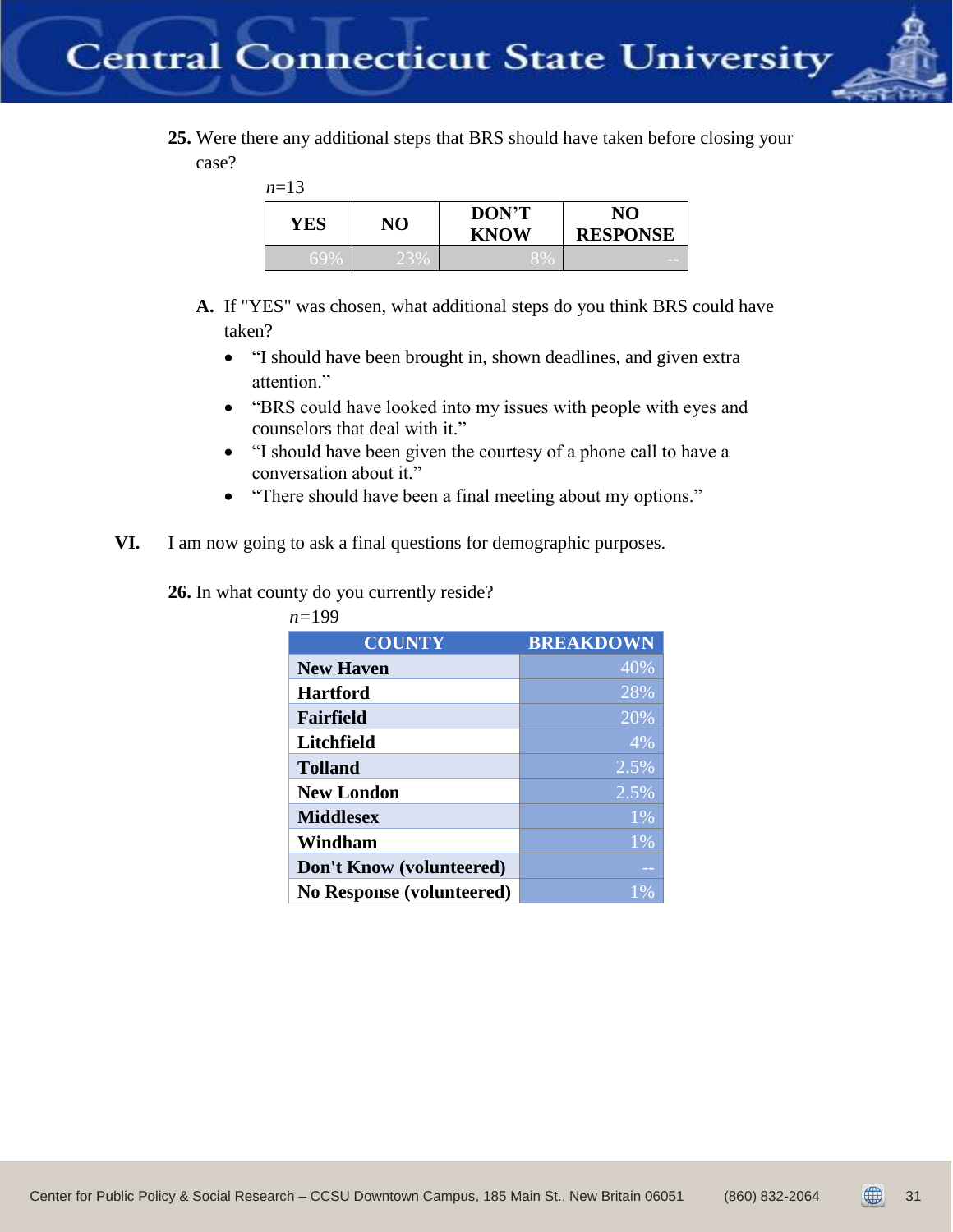**25.** Were there any additional steps that BRS should have taken before closing your case?

*n*=13

| YES | NO | DON'T KNOW | NO RESPONSE |
|---|---|---|---|
| 69% | 23% | 8% | -- |

**A.** If "YES" was chosen, what additional steps do you think BRS could have taken?

- "I should have been brought in, shown deadlines, and given extra attention."
- "BRS could have looked into my issues with people with eyes and counselors that deal with it."
- "I should have been given the courtesy of a phone call to have a conversation about it."
- "There should have been a final meeting about my options."

**VI.** I am now going to ask a final questions for demographic purposes.

**26.** In what county do you currently reside?

*n*=199

| COUNTY | BREAKDOWN |
|---|---|
| New Haven | 40% |
| Hartford | 28% |
| Fairfield | 20% |
| Litchfield | 4% |
| Tolland | 2.5% |
| New London | 2.5% |
| Middlesex | 1% |
| Windham | 1% |
| Don't Know (volunteered) | -- |
| No Response (volunteered) | 1% |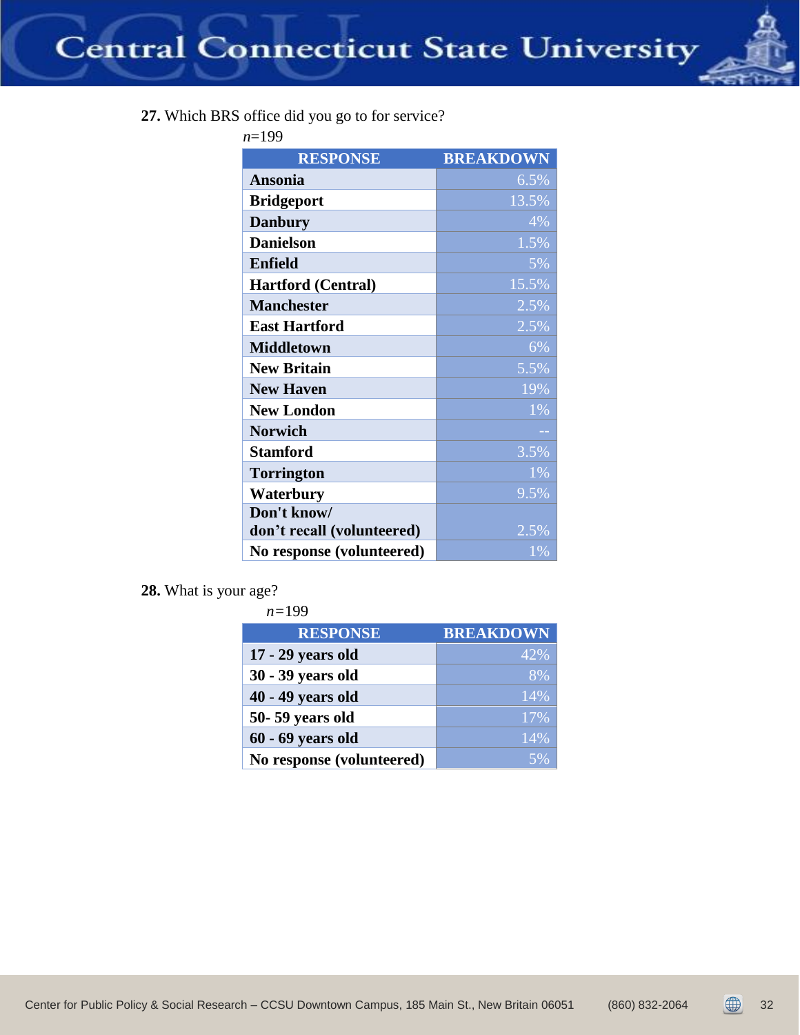**27.** Which BRS office did you go to for service?

*n*=199

| RESPONSE | BREAKDOWN |
|---|---|
| **Ansonia** | 6.5% |
| **Bridgeport** | 13.5% |
| **Danbury** | 4% |
| **Danielson** | 1.5% |
| **Enfield** | 5% |
| **Hartford (Central)** | 15.5% |
| **Manchester** | 2.5% |
| **East Hartford** | 2.5% |
| **Middletown** | 6% |
| **New Britain** | 5.5% |
| **New Haven** | 19% |
| **New London** | 1% |
| **Norwich** | -- |
| **Stamford** | 3.5% |
| **Torrington** | 1% |
| **Waterbury** | 9.5% |
| **Don't know/ don't recall (volunteered)** | 2.5% |
| **No response (volunteered)** | 1% |

**28.** What is your age?

*n*=199

| RESPONSE | BREAKDOWN |
|---|---|
| **17 - 29 years old** | 42% |
| **30 - 39 years old** | 8% |
| **40 - 49 years old** | 14% |
| **50- 59 years old** | 17% |
| **60 - 69 years old** | 14% |
| **No response (volunteered)** | 5% |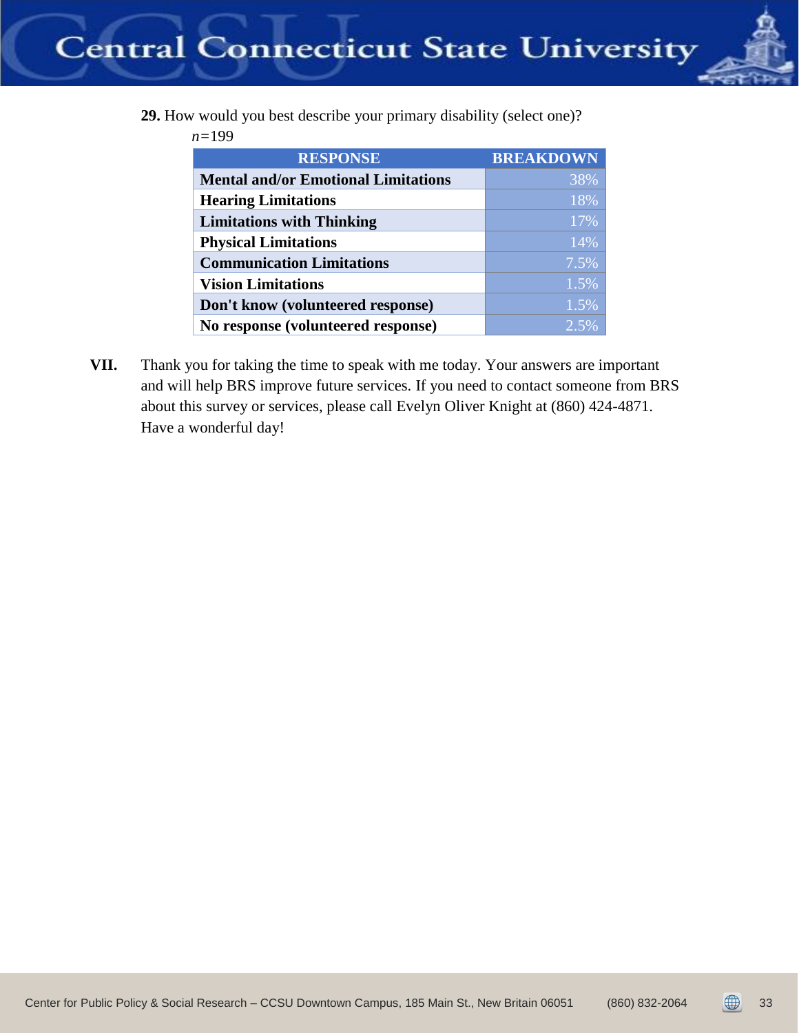**29.** How would you best describe your primary disability (select one)?

*n*=199

| RESPONSE | BREAKDOWN |
|---|---|
| **Mental and/or Emotional Limitations** | 38% |
| **Hearing Limitations** | 18% |
| **Limitations with Thinking** | 17% |
| **Physical Limitations** | 14% |
| **Communication Limitations** | 7.5% |
| **Vision Limitations** | 1.5% |
| **Don't know (volunteered response)** | 1.5% |
| **No response (volunteered response)** | 2.5% |

**VII.** Thank you for taking the time to speak with me today. Your answers are important and will help BRS improve future services. If you need to contact someone from BRS about this survey or services, please call Evelyn Oliver Knight at (860) 424-4871. Have a wonderful day!